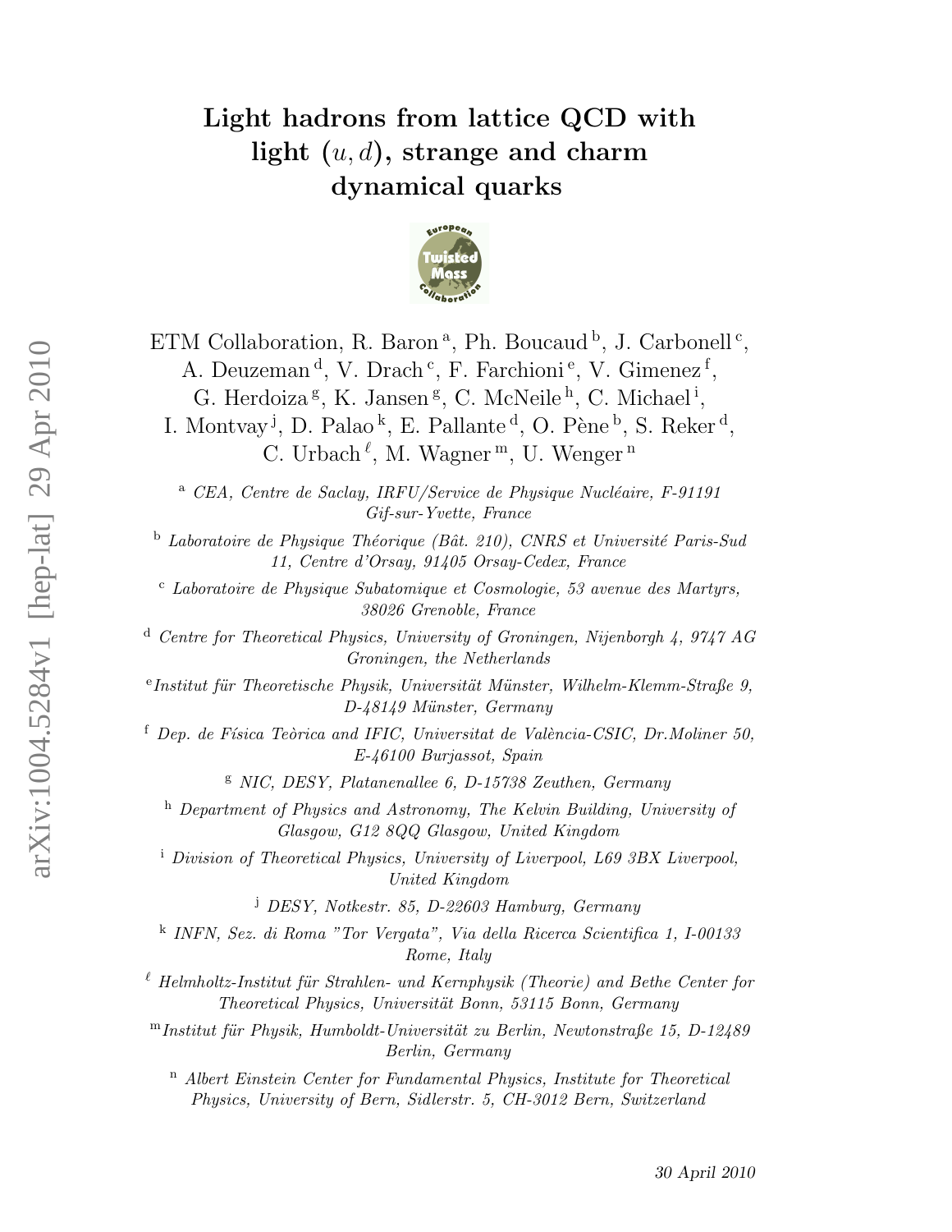# Light hadrons from lattice QCD with light $(u, d)$, strange and charm dynamical quarks

ETM Collaboration, R. Baron [a], Ph. Boucaud [b], J. Carbonell [c], A. Deuzeman [d], V. Drach [c], F. Farchioni [e], V. Gimenez [f], G. Herdoiza [g], K. Jansen [g], C. McNeile [h], C. Michael [i], I. Montvay [j], D. Palao [k], E. Pallante [d], O. Pène [b], S. Reker [d], C. Urbach [ℓ], M. Wagner [m], U. Wenger [n]

[a] *CEA, Centre de Saclay, IRFU/Service de Physique Nucléaire, F-91191 Gif-sur-Yvette, France*

[b] *Laboratoire de Physique Théorique (Bât. 210), CNRS et Université Paris-Sud 11, Centre d'Orsay, 91405 Orsay-Cedex, France*

[c] *Laboratoire de Physique Subatomique et Cosmologie, 53 avenue des Martyrs, 38026 Grenoble, France*

[d] *Centre for Theoretical Physics, University of Groningen, Nijenborgh 4, 9747 AG Groningen, the Netherlands*

[e] *Institut für Theoretische Physik, Universität Münster, Wilhelm-Klemm-Straße 9, D-48149 Münster, Germany*

[f] *Dep. de Física Teòrica and IFIC, Universitat de València-CSIC, Dr.Moliner 50, E-46100 Burjassot, Spain*

[g] *NIC, DESY, Platanenallee 6, D-15738 Zeuthen, Germany*

[h] *Department of Physics and Astronomy, The Kelvin Building, University of Glasgow, G12 8QQ Glasgow, United Kingdom*

[i] *Division of Theoretical Physics, University of Liverpool, L69 3BX Liverpool, United Kingdom*

[j] *DESY, Notkestr. 85, D-22603 Hamburg, Germany*

[k] *INFN, Sez. di Roma "Tor Vergata", Via della Ricerca Scientifica 1, I-00133 Rome, Italy*

[ℓ] *Helmholtz-Institut für Strahlen- und Kernphysik (Theorie) and Bethe Center for Theoretical Physics, Universität Bonn, 53115 Bonn, Germany*

[m] *Institut für Physik, Humboldt-Universität zu Berlin, Newtonstraße 15, D-12489 Berlin, Germany*

[n] *Albert Einstein Center for Fundamental Physics, Institute for Theoretical Physics, University of Bern, Sidlerstr. 5, CH-3012 Bern, Switzerland*

30 April 2010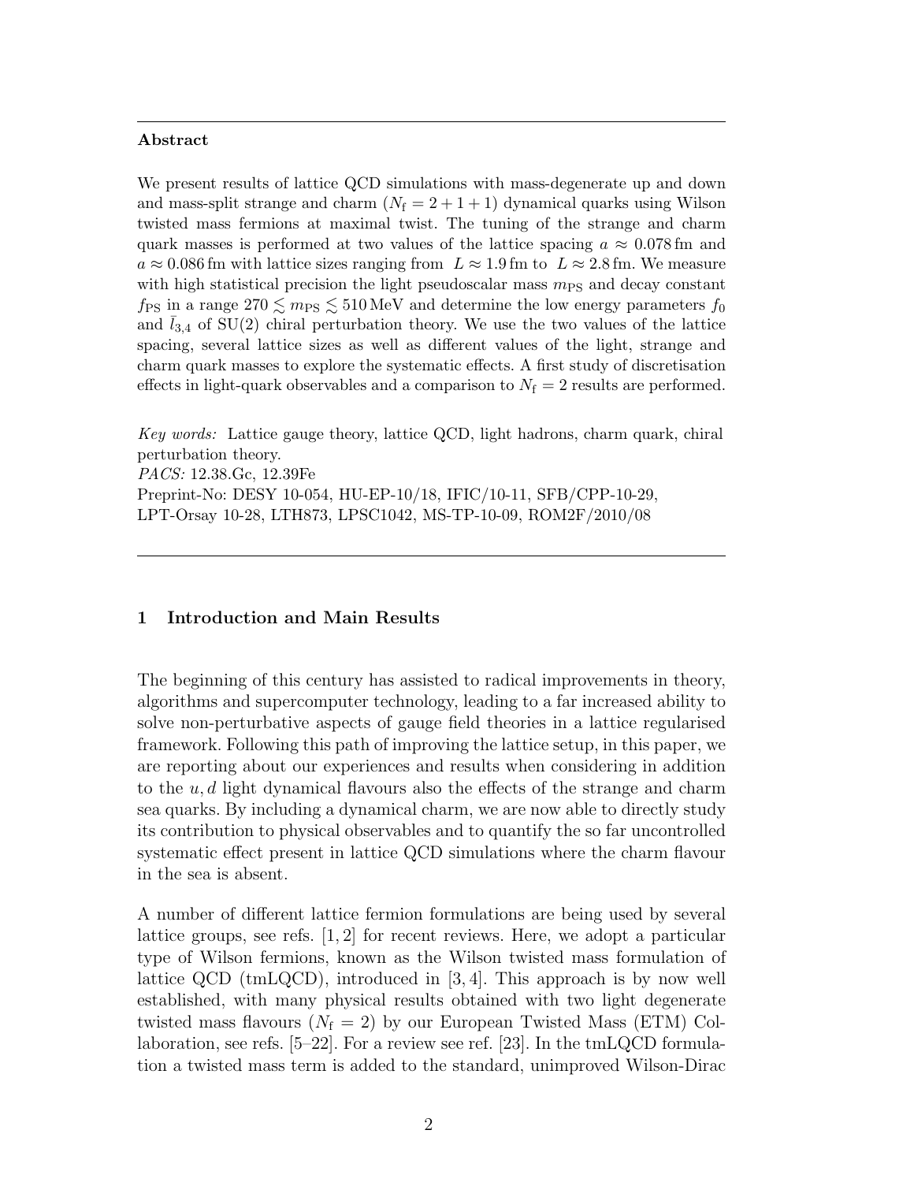**Abstract**

We present results of lattice QCD simulations with mass-degenerate up and down and mass-split strange and charm ($N_\mathrm{f} = 2+1+1$) dynamical quarks using Wilson twisted mass fermions at maximal twist. The tuning of the strange and charm quark masses is performed at two values of the lattice spacing $a \approx 0.078\,\mathrm{fm}$ and $a \approx 0.086\,\mathrm{fm}$ with lattice sizes ranging from $L \approx 1.9\,\mathrm{fm}$ to $L \approx 2.8\,\mathrm{fm}$. We measure with high statistical precision the light pseudoscalar mass $m_\mathrm{PS}$ and decay constant $f_\mathrm{PS}$ in a range $270 \lesssim m_\mathrm{PS} \lesssim 510\,\mathrm{MeV}$ and determine the low energy parameters $f_0$ and $\bar{l}_{3,4}$ of SU(2) chiral perturbation theory. We use the two values of the lattice spacing, several lattice sizes as well as different values of the light, strange and charm quark masses to explore the systematic effects. A first study of discretisation effects in light-quark observables and a comparison to $N_\mathrm{f} = 2$ results are performed.

*Key words:* Lattice gauge theory, lattice QCD, light hadrons, charm quark, chiral perturbation theory.
*PACS:* 12.38.Gc, 12.39Fe
Preprint-No: DESY 10-054, HU-EP-10/18, IFIC/10-11, SFB/CPP-10-29, LPT-Orsay 10-28, LTH873, LPSC1042, MS-TP-10-09, ROM2F/2010/08

## 1 Introduction and Main Results

The beginning of this century has assisted to radical improvements in theory, algorithms and supercomputer technology, leading to a far increased ability to solve non-perturbative aspects of gauge field theories in a lattice regularised framework. Following this path of improving the lattice setup, in this paper, we are reporting about our experiences and results when considering in addition to the $u, d$ light dynamical flavours also the effects of the strange and charm sea quarks. By including a dynamical charm, we are now able to directly study its contribution to physical observables and to quantify the so far uncontrolled systematic effect present in lattice QCD simulations where the charm flavour in the sea is absent.

A number of different lattice fermion formulations are being used by several lattice groups, see refs. [1, 2] for recent reviews. Here, we adopt a particular type of Wilson fermions, known as the Wilson twisted mass formulation of lattice QCD (tmLQCD), introduced in [3, 4]. This approach is by now well established, with many physical results obtained with two light degenerate twisted mass flavours ($N_\mathrm{f} = 2$) by our European Twisted Mass (ETM) Collaboration, see refs. [5–22]. For a review see ref. [23]. In the tmLQCD formulation a twisted mass term is added to the standard, unimproved Wilson-Dirac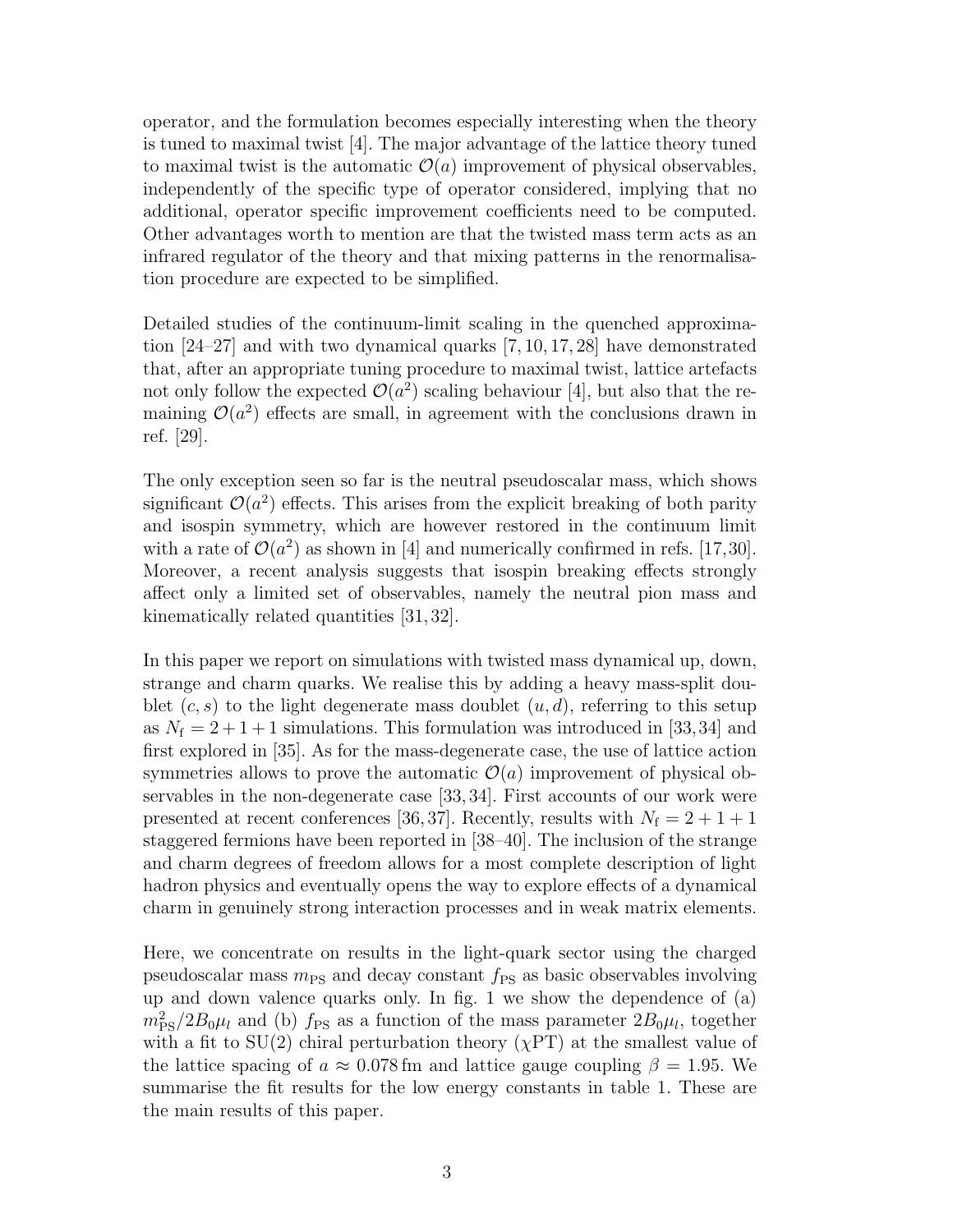operator, and the formulation becomes especially interesting when the theory is tuned to maximal twist [4]. The major advantage of the lattice theory tuned to maximal twist is the automatic $\mathcal{O}(a)$ improvement of physical observables, independently of the specific type of operator considered, implying that no additional, operator specific improvement coefficients need to be computed. Other advantages worth to mention are that the twisted mass term acts as an infrared regulator of the theory and that mixing patterns in the renormalisation procedure are expected to be simplified.

Detailed studies of the continuum-limit scaling in the quenched approximation [24–27] and with two dynamical quarks [7, 10, 17, 28] have demonstrated that, after an appropriate tuning procedure to maximal twist, lattice artefacts not only follow the expected $\mathcal{O}(a^2)$ scaling behaviour [4], but also that the remaining $\mathcal{O}(a^2)$ effects are small, in agreement with the conclusions drawn in ref. [29].

The only exception seen so far is the neutral pseudoscalar mass, which shows significant $\mathcal{O}(a^2)$ effects. This arises from the explicit breaking of both parity and isospin symmetry, which are however restored in the continuum limit with a rate of $\mathcal{O}(a^2)$ as shown in [4] and numerically confirmed in refs. [17, 30]. Moreover, a recent analysis suggests that isospin breaking effects strongly affect only a limited set of observables, namely the neutral pion mass and kinematically related quantities [31, 32].

In this paper we report on simulations with twisted mass dynamical up, down, strange and charm quarks. We realise this by adding a heavy mass-split doublet $(c, s)$ to the light degenerate mass doublet $(u, d)$, referring to this setup as $N_\mathrm{f} = 2+1+1$ simulations. This formulation was introduced in [33, 34] and first explored in [35]. As for the mass-degenerate case, the use of lattice action symmetries allows to prove the automatic $\mathcal{O}(a)$ improvement of physical observables in the non-degenerate case [33, 34]. First accounts of our work were presented at recent conferences [36, 37]. Recently, results with $N_\mathrm{f} = 2+1+1$ staggered fermions have been reported in [38–40]. The inclusion of the strange and charm degrees of freedom allows for a most complete description of light hadron physics and eventually opens the way to explore effects of a dynamical charm in genuinely strong interaction processes and in weak matrix elements.

Here, we concentrate on results in the light-quark sector using the charged pseudoscalar mass $m_\mathrm{PS}$ and decay constant $f_\mathrm{PS}$ as basic observables involving up and down valence quarks only. In fig. 1 we show the dependence of (a) $m_\mathrm{PS}^2/2B_0\mu_l$ and (b) $f_\mathrm{PS}$ as a function of the mass parameter $2B_0\mu_l$, together with a fit to SU(2) chiral perturbation theory ($\chi$PT) at the smallest value of the lattice spacing of $a \approx 0.078\,\mathrm{fm}$ and lattice gauge coupling $\beta = 1.95$. We summarise the fit results for the low energy constants in table 1. These are the main results of this paper.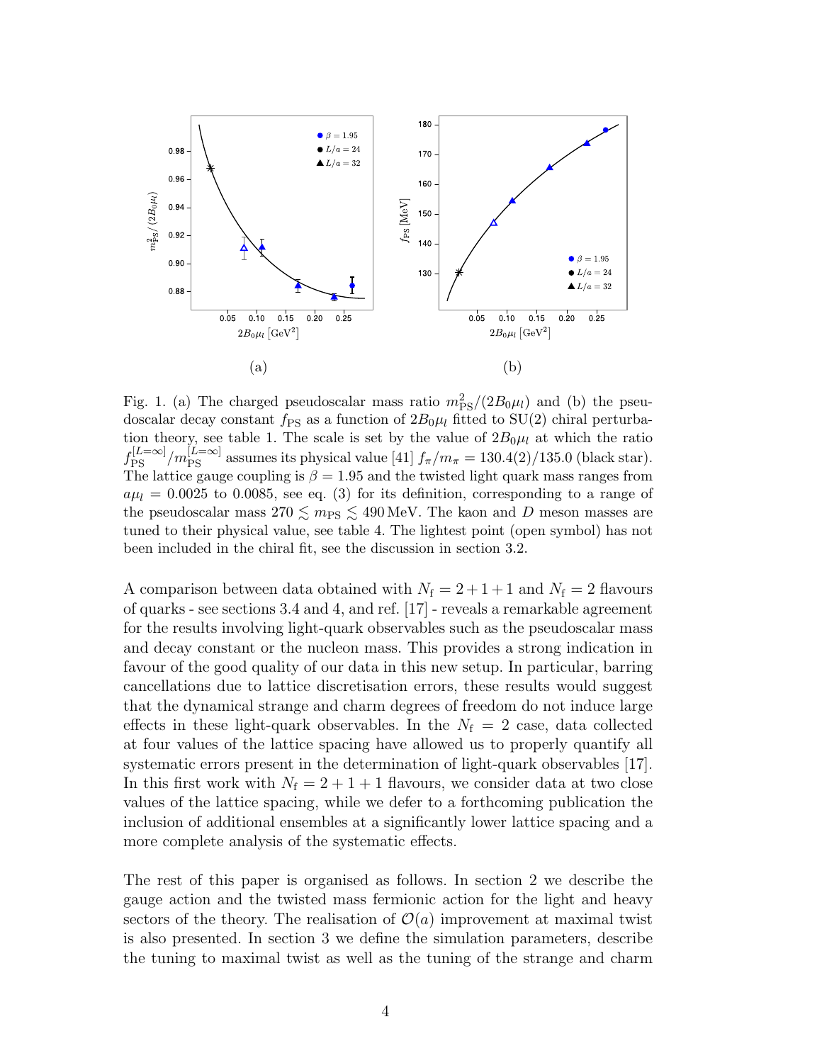(a)

(b)

Fig. 1. (a) The charged pseudoscalar mass ratio $m_{\rm PS}^2/(2B_0\mu_l)$ and (b) the pseudoscalar decay constant $f_{\rm PS}$ as a function of $2B_0\mu_l$ fitted to SU(2) chiral perturbation theory, see table 1. The scale is set by the value of $2B_0\mu_l$ at which the ratio $f_{\rm PS}^{[L=\infty]}/m_{\rm PS}^{[L=\infty]}$ assumes its physical value [41] $f_\pi/m_\pi = 130.4(2)/135.0$ (black star). The lattice gauge coupling is $\beta = 1.95$ and the twisted light quark mass ranges from $a\mu_l = 0.0025$ to $0.0085$, see eq. (3) for its definition, corresponding to a range of the pseudoscalar mass $270 \lesssim m_{\rm PS} \lesssim 490\,\text{MeV}$. The kaon and $D$ meson masses are tuned to their physical value, see table 4. The lightest point (open symbol) has not been included in the chiral fit, see the discussion in section 3.2.

A comparison between data obtained with $N_{\rm f} = 2+1+1$ and $N_{\rm f} = 2$ flavours of quarks - see sections 3.4 and 4, and ref. [17] - reveals a remarkable agreement for the results involving light-quark observables such as the pseudoscalar mass and decay constant or the nucleon mass. This provides a strong indication in favour of the good quality of our data in this new setup. In particular, barring cancellations due to lattice discretisation errors, these results would suggest that the dynamical strange and charm degrees of freedom do not induce large effects in these light-quark observables. In the $N_{\rm f} = 2$ case, data collected at four values of the lattice spacing have allowed us to properly quantify all systematic errors present in the determination of light-quark observables [17]. In this first work with $N_{\rm f} = 2+1+1$ flavours, we consider data at two close values of the lattice spacing, while we defer to a forthcoming publication the inclusion of additional ensembles at a significantly lower lattice spacing and a more complete analysis of the systematic effects.

The rest of this paper is organised as follows. In section 2 we describe the gauge action and the twisted mass fermionic action for the light and heavy sectors of the theory. The realisation of $\mathcal{O}(a)$ improvement at maximal twist is also presented. In section 3 we define the simulation parameters, describe the tuning to maximal twist as well as the tuning of the strange and charm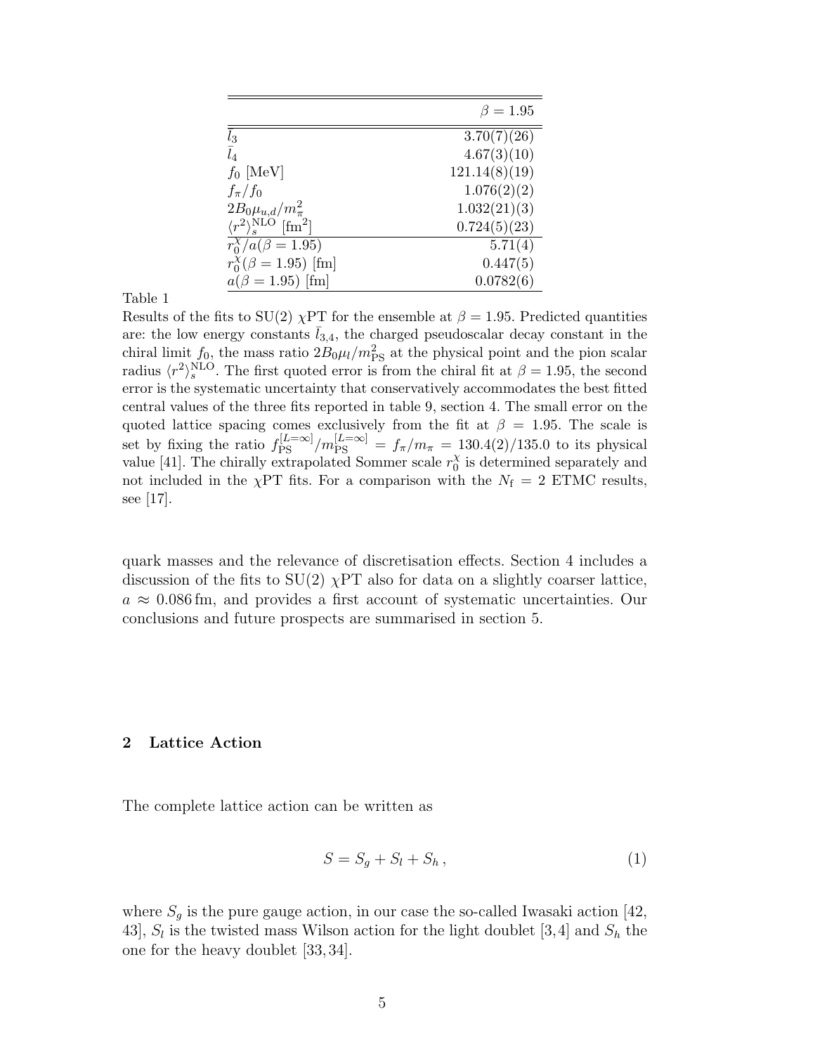| | $\beta = 1.95$ |
|---|---|
| $\bar{l}_3$ | 3.70(7)(26) |
| $\bar{l}_4$ | 4.67(3)(10) |
| $f_0$ [MeV] | 121.14(8)(19) |
| $f_\pi/f_0$ | 1.076(2)(2) |
| $2B_0\mu_{u,d}/m_\pi^2$ | 1.032(21)(3) |
| $\langle r^2\rangle_s^{\mathrm{NLO}}$ [fm$^2$] | 0.724(5)(23) |
| $r_0^\chi/a(\beta = 1.95)$ | 5.71(4) |
| $r_0^\chi(\beta = 1.95)$ [fm] | 0.447(5) |
| $a(\beta = 1.95)$ [fm] | 0.0782(6) |

Table 1
Results of the fits to SU(2) $\chi$PT for the ensemble at $\beta = 1.95$. Predicted quantities are: the low energy constants $\bar{l}_{3,4}$, the charged pseudoscalar decay constant in the chiral limit $f_0$, the mass ratio $2B_0\mu_l/m_{\mathrm{PS}}^2$ at the physical point and the pion scalar radius $\langle r^2\rangle_s^{\mathrm{NLO}}$. The first quoted error is from the chiral fit at $\beta = 1.95$, the second error is the systematic uncertainty that conservatively accommodates the best fitted central values of the three fits reported in table 9, section 4. The small error on the quoted lattice spacing comes exclusively from the fit at $\beta = 1.95$. The scale is set by fixing the ratio $f_{\mathrm{PS}}^{[L=\infty]}/m_{\mathrm{PS}}^{[L=\infty]} = f_\pi/m_\pi = 130.4(2)/135.0$ to its physical value [41]. The chirally extrapolated Sommer scale $r_0^\chi$ is determined separately and not included in the $\chi$PT fits. For a comparison with the $N_{\mathrm{f}} = 2$ ETMC results, see [17].

quark masses and the relevance of discretisation effects. Section 4 includes a discussion of the fits to SU(2) $\chi$PT also for data on a slightly coarser lattice, $a \approx 0.086$ fm, and provides a first account of systematic uncertainties. Our conclusions and future prospects are summarised in section 5.

## 2 Lattice Action

The complete lattice action can be written as

$$S = S_g + S_l + S_h \,, \tag{1}$$

where $S_g$ is the pure gauge action, in our case the so-called Iwasaki action [42, 43], $S_l$ is the twisted mass Wilson action for the light doublet [3,4] and $S_h$ the one for the heavy doublet [33,34].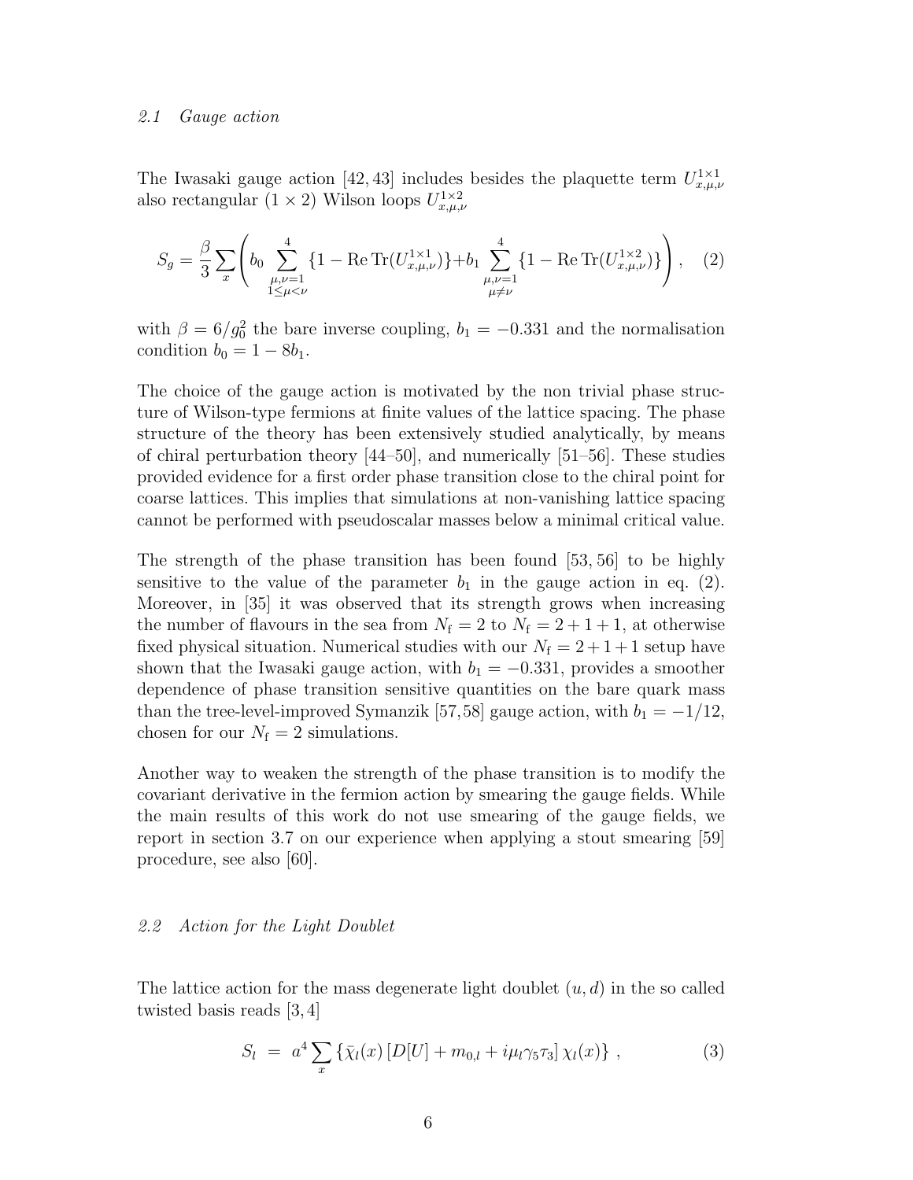### 2.1 Gauge action

The Iwasaki gauge action [42, 43] includes besides the plaquette term $U^{1\times1}_{x,\mu,\nu}$ also rectangular $(1 \times 2)$ Wilson loops $U^{1\times2}_{x,\mu,\nu}$

$$
S_g = \frac{\beta}{3} \sum_x \left( b_0 \sum_{\substack{\mu,\nu=1 \\ 1\le\mu<\nu}}^{4} \{1 - \operatorname{Re}\operatorname{Tr}(U^{1\times1}_{x,\mu,\nu})\} + b_1 \sum_{\substack{\mu,\nu=1 \\ \mu\neq\nu}}^{4} \{1 - \operatorname{Re}\operatorname{Tr}(U^{1\times2}_{x,\mu,\nu})\} \right) , \quad (2)
$$

with $\beta = 6/g_0^2$ the bare inverse coupling, $b_1 = -0.331$ and the normalisation condition $b_0 = 1 - 8b_1$.

The choice of the gauge action is motivated by the non trivial phase structure of Wilson-type fermions at finite values of the lattice spacing. The phase structure of the theory has been extensively studied analytically, by means of chiral perturbation theory [44–50], and numerically [51–56]. These studies provided evidence for a first order phase transition close to the chiral point for coarse lattices. This implies that simulations at non-vanishing lattice spacing cannot be performed with pseudoscalar masses below a minimal critical value.

The strength of the phase transition has been found [53, 56] to be highly sensitive to the value of the parameter $b_1$ in the gauge action in eq. (2). Moreover, in [35] it was observed that its strength grows when increasing the number of flavours in the sea from $N_\mathrm{f} = 2$ to $N_\mathrm{f} = 2+1+1$, at otherwise fixed physical situation. Numerical studies with our $N_\mathrm{f} = 2+1+1$ setup have shown that the Iwasaki gauge action, with $b_1 = -0.331$, provides a smoother dependence of phase transition sensitive quantities on the bare quark mass than the tree-level-improved Symanzik [57, 58] gauge action, with $b_1 = -1/12$, chosen for our $N_\mathrm{f} = 2$ simulations.

Another way to weaken the strength of the phase transition is to modify the covariant derivative in the fermion action by smearing the gauge fields. While the main results of this work do not use smearing of the gauge fields, we report in section 3.7 on our experience when applying a stout smearing [59] procedure, see also [60].

### 2.2 Action for the Light Doublet

The lattice action for the mass degenerate light doublet $(u, d)$ in the so called twisted basis reads [3, 4]

$$
S_l \;=\; a^4 \sum_x \left\{ \bar{\chi}_l(x) \left[ D[U] + m_{0,l} + i\mu_l \gamma_5 \tau_3 \right] \chi_l(x) \right\} , \quad (3)
$$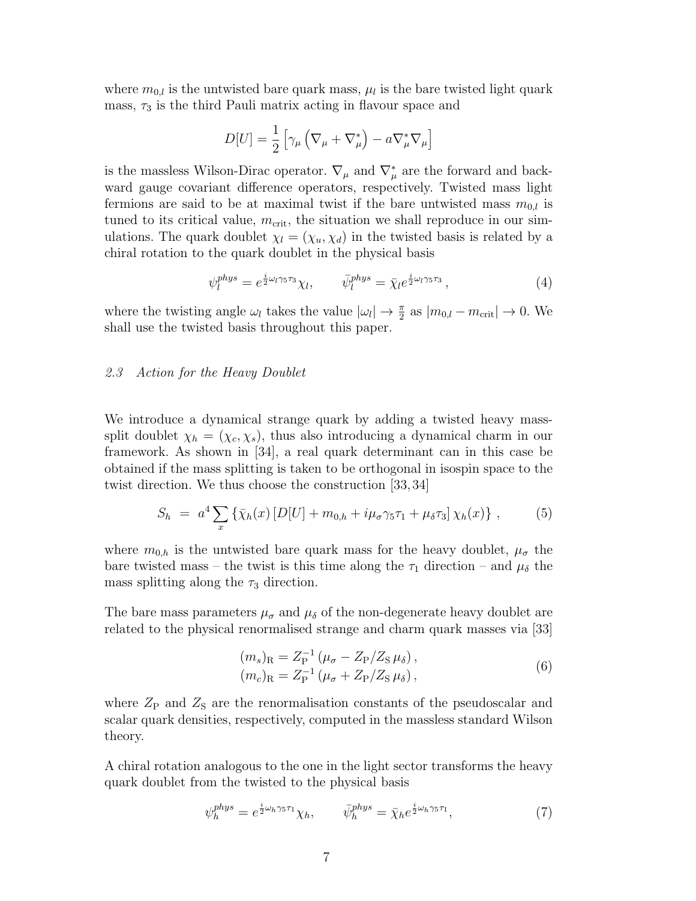where $m_{0,l}$ is the untwisted bare quark mass, $\mu_l$ is the bare twisted light quark mass, $\tau_3$ is the third Pauli matrix acting in flavour space and

$$D[U] = \frac{1}{2}\left[\gamma_\mu\left(\nabla_\mu + \nabla^*_\mu\right) - a\nabla^*_\mu\nabla_\mu\right]$$

is the massless Wilson-Dirac operator. $\nabla_\mu$ and $\nabla^*_\mu$ are the forward and backward gauge covariant difference operators, respectively. Twisted mass light fermions are said to be at maximal twist if the bare untwisted mass $m_{0,l}$ is tuned to its critical value, $m_{\rm crit}$, the situation we shall reproduce in our simulations. The quark doublet $\chi_l = (\chi_u, \chi_d)$ in the twisted basis is related by a chiral rotation to the quark doublet in the physical basis

$$\psi_l^{phys} = e^{\frac{i}{2}\omega_l\gamma_5\tau_3}\chi_l, \qquad \bar{\psi}_l^{phys} = \bar{\chi}_l e^{\frac{i}{2}\omega_l\gamma_5\tau_3}, \tag{4}$$

where the twisting angle $\omega_l$ takes the value $|\omega_l| \to \frac{\pi}{2}$ as $|m_{0,l} - m_{\rm crit}| \to 0$. We shall use the twisted basis throughout this paper.

### *2.3 Action for the Heavy Doublet*

We introduce a dynamical strange quark by adding a twisted heavy mass-split doublet $\chi_h = (\chi_c, \chi_s)$, thus also introducing a dynamical charm in our framework. As shown in [34], a real quark determinant can in this case be obtained if the mass splitting is taken to be orthogonal in isospin space to the twist direction. We thus choose the construction [33, 34]

$$S_h \;=\; a^4 \sum_x \left\{\bar{\chi}_h(x)\left[D[U] + m_{0,h} + i\mu_\sigma\gamma_5\tau_1 + \mu_\delta\tau_3\right]\chi_h(x)\right\}, \tag{5}$$

where $m_{0,h}$ is the untwisted bare quark mass for the heavy doublet, $\mu_\sigma$ the bare twisted mass – the twist is this time along the $\tau_1$ direction – and $\mu_\delta$ the mass splitting along the $\tau_3$ direction.

The bare mass parameters $\mu_\sigma$ and $\mu_\delta$ of the non-degenerate heavy doublet are related to the physical renormalised strange and charm quark masses via [33]

$$\begin{aligned}(m_s)_{\rm R} &= Z_{\rm P}^{-1}\left(\mu_\sigma - Z_{\rm P}/Z_{\rm S}\,\mu_\delta\right),\\ (m_c)_{\rm R} &= Z_{\rm P}^{-1}\left(\mu_\sigma + Z_{\rm P}/Z_{\rm S}\,\mu_\delta\right),\end{aligned} \tag{6}$$

where $Z_{\rm P}$ and $Z_{\rm S}$ are the renormalisation constants of the pseudoscalar and scalar quark densities, respectively, computed in the massless standard Wilson theory.

A chiral rotation analogous to the one in the light sector transforms the heavy quark doublet from the twisted to the physical basis

$$\psi_h^{phys} = e^{\frac{i}{2}\omega_h\gamma_5\tau_1}\chi_h, \qquad \bar{\psi}_h^{phys} = \bar{\chi}_h e^{\frac{i}{2}\omega_h\gamma_5\tau_1}, \tag{7}$$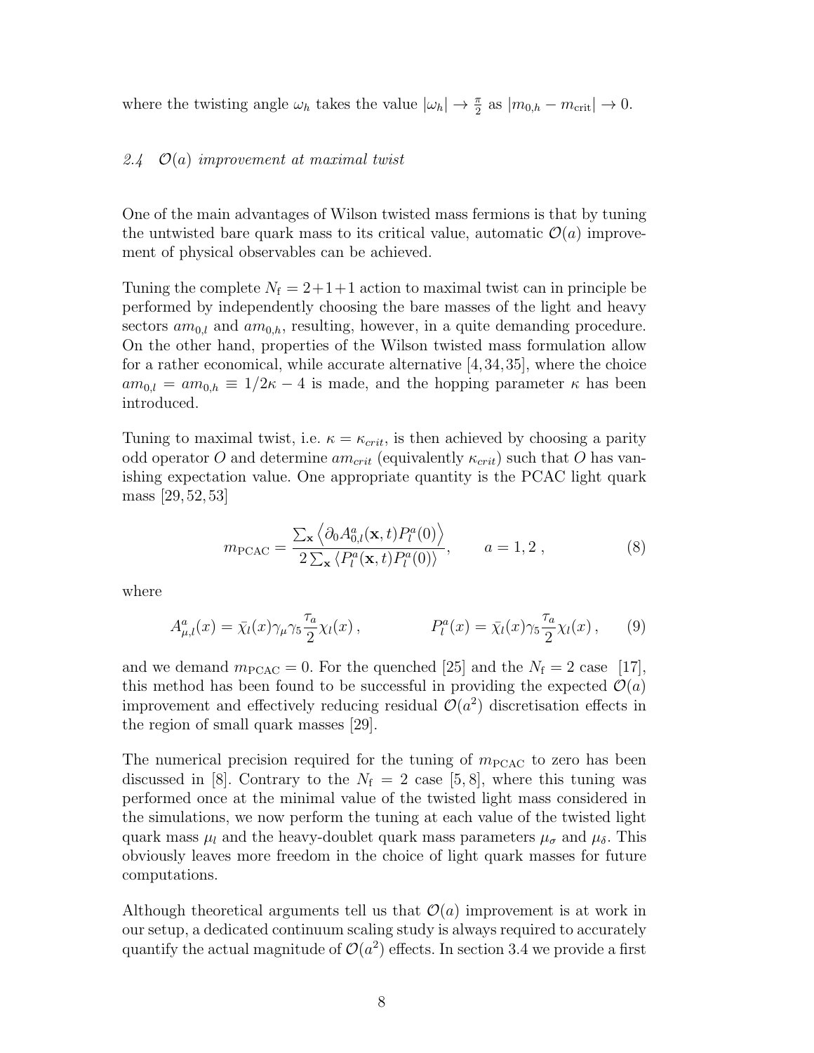where the twisting angle $\omega_h$ takes the value $|\omega_h| \to \frac{\pi}{2}$ as $|m_{0,h} - m_{\rm crit}| \to 0$.

### 2.4 $\mathcal{O}(a)$ *improvement at maximal twist*

One of the main advantages of Wilson twisted mass fermions is that by tuning the untwisted bare quark mass to its critical value, automatic $\mathcal{O}(a)$ improvement of physical observables can be achieved.

Tuning the complete $N_{\rm f} = 2{+}1{+}1$ action to maximal twist can in principle be performed by independently choosing the bare masses of the light and heavy sectors $am_{0,l}$ and $am_{0,h}$, resulting, however, in a quite demanding procedure. On the other hand, properties of the Wilson twisted mass formulation allow for a rather economical, while accurate alternative [4,34,35], where the choice $am_{0,l} = am_{0,h} \equiv 1/2\kappa - 4$ is made, and the hopping parameter $\kappa$ has been introduced.

Tuning to maximal twist, i.e. $\kappa = \kappa_{crit}$, is then achieved by choosing a parity odd operator $O$ and determine $am_{crit}$ (equivalently $\kappa_{crit}$) such that $O$ has vanishing expectation value. One appropriate quantity is the PCAC light quark mass [29,52,53]

$$m_{\rm PCAC} = \frac{\sum_{\mathbf{x}} \left\langle \partial_0 A^a_{0,l}(\mathbf{x},t) P^a_l(0) \right\rangle}{2 \sum_{\mathbf{x}} \left\langle P^a_l(\mathbf{x},t) P^a_l(0) \right\rangle}, \qquad a = 1,2\,, \tag{8}$$

where

$$A^a_{\mu,l}(x) = \bar{\chi}_l(x) \gamma_\mu \gamma_5 \frac{\tau_a}{2} \chi_l(x)\,, \qquad\qquad P^a_l(x) = \bar{\chi}_l(x) \gamma_5 \frac{\tau_a}{2} \chi_l(x)\,, \tag{9}$$

and we demand $m_{\rm PCAC} = 0$. For the quenched [25] and the $N_{\rm f} = 2$ case [17], this method has been found to be successful in providing the expected $\mathcal{O}(a)$ improvement and effectively reducing residual $\mathcal{O}(a^2)$ discretisation effects in the region of small quark masses [29].

The numerical precision required for the tuning of $m_{\rm PCAC}$ to zero has been discussed in [8]. Contrary to the $N_{\rm f} = 2$ case [5,8], where this tuning was performed once at the minimal value of the twisted light mass considered in the simulations, we now perform the tuning at each value of the twisted light quark mass $\mu_l$ and the heavy-doublet quark mass parameters $\mu_\sigma$ and $\mu_\delta$. This obviously leaves more freedom in the choice of light quark masses for future computations.

Although theoretical arguments tell us that $\mathcal{O}(a)$ improvement is at work in our setup, a dedicated continuum scaling study is always required to accurately quantify the actual magnitude of $\mathcal{O}(a^2)$ effects. In section 3.4 we provide a first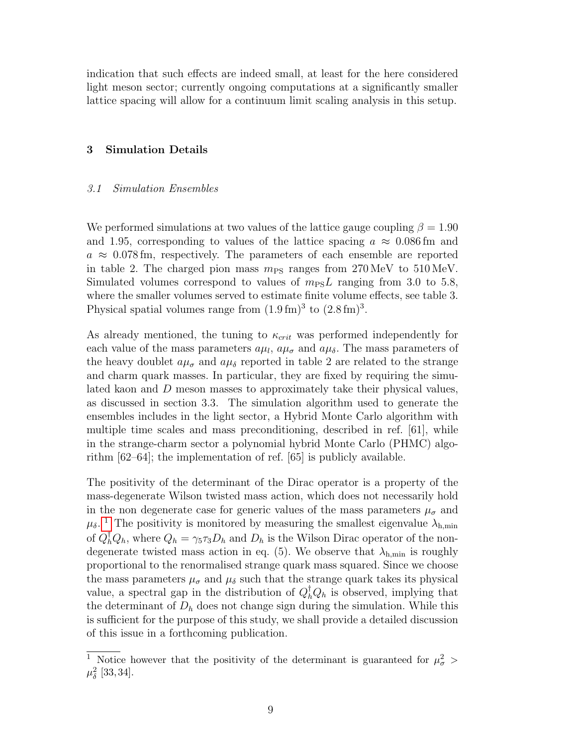indication that such effects are indeed small, at least for the here considered light meson sector; currently ongoing computations at a significantly smaller lattice spacing will allow for a continuum limit scaling analysis in this setup.

## 3 Simulation Details

### *3.1 Simulation Ensembles*

We performed simulations at two values of the lattice gauge coupling $\beta = 1.90$ and 1.95, corresponding to values of the lattice spacing $a \approx 0.086\,\mathrm{fm}$ and $a \approx 0.078\,\mathrm{fm}$, respectively. The parameters of each ensemble are reported in table 2. The charged pion mass $m_{\mathrm{PS}}$ ranges from 270 MeV to 510 MeV. Simulated volumes correspond to values of $m_{\mathrm{PS}}L$ ranging from 3.0 to 5.8, where the smaller volumes served to estimate finite volume effects, see table 3. Physical spatial volumes range from $(1.9\,\mathrm{fm})^3$ to $(2.8\,\mathrm{fm})^3$.

As already mentioned, the tuning to $\kappa_{crit}$ was performed independently for each value of the mass parameters $a\mu_l$, $a\mu_\sigma$ and $a\mu_\delta$. The mass parameters of the heavy doublet $a\mu_\sigma$ and $a\mu_\delta$ reported in table 2 are related to the strange and charm quark masses. In particular, they are fixed by requiring the simulated kaon and $D$ meson masses to approximately take their physical values, as discussed in section 3.3. The simulation algorithm used to generate the ensembles includes in the light sector, a Hybrid Monte Carlo algorithm with multiple time scales and mass preconditioning, described in ref. [61], while in the strange-charm sector a polynomial hybrid Monte Carlo (PHMC) algorithm [62–64]; the implementation of ref. [65] is publicly available.

The positivity of the determinant of the Dirac operator is a property of the mass-degenerate Wilson twisted mass action, which does not necessarily hold in the non degenerate case for generic values of the mass parameters $\mu_\sigma$ and $\mu_\delta$.[1] The positivity is monitored by measuring the smallest eigenvalue $\lambda_{\mathrm{h,min}}$ of $Q_h^\dagger Q_h$, where $Q_h = \gamma_5 \tau_3 D_h$ and $D_h$ is the Wilson Dirac operator of the non-degenerate twisted mass action in eq. (5). We observe that $\lambda_{\mathrm{h,min}}$ is roughly proportional to the renormalised strange quark mass squared. Since we choose the mass parameters $\mu_\sigma$ and $\mu_\delta$ such that the strange quark takes its physical value, a spectral gap in the distribution of $Q_h^\dagger Q_h$ is observed, implying that the determinant of $D_h$ does not change sign during the simulation. While this is sufficient for the purpose of this study, we shall provide a detailed discussion of this issue in a forthcoming publication.

[1] Notice however that the positivity of the determinant is guaranteed for $\mu_\sigma^2 > \mu_\delta^2$ [33, 34].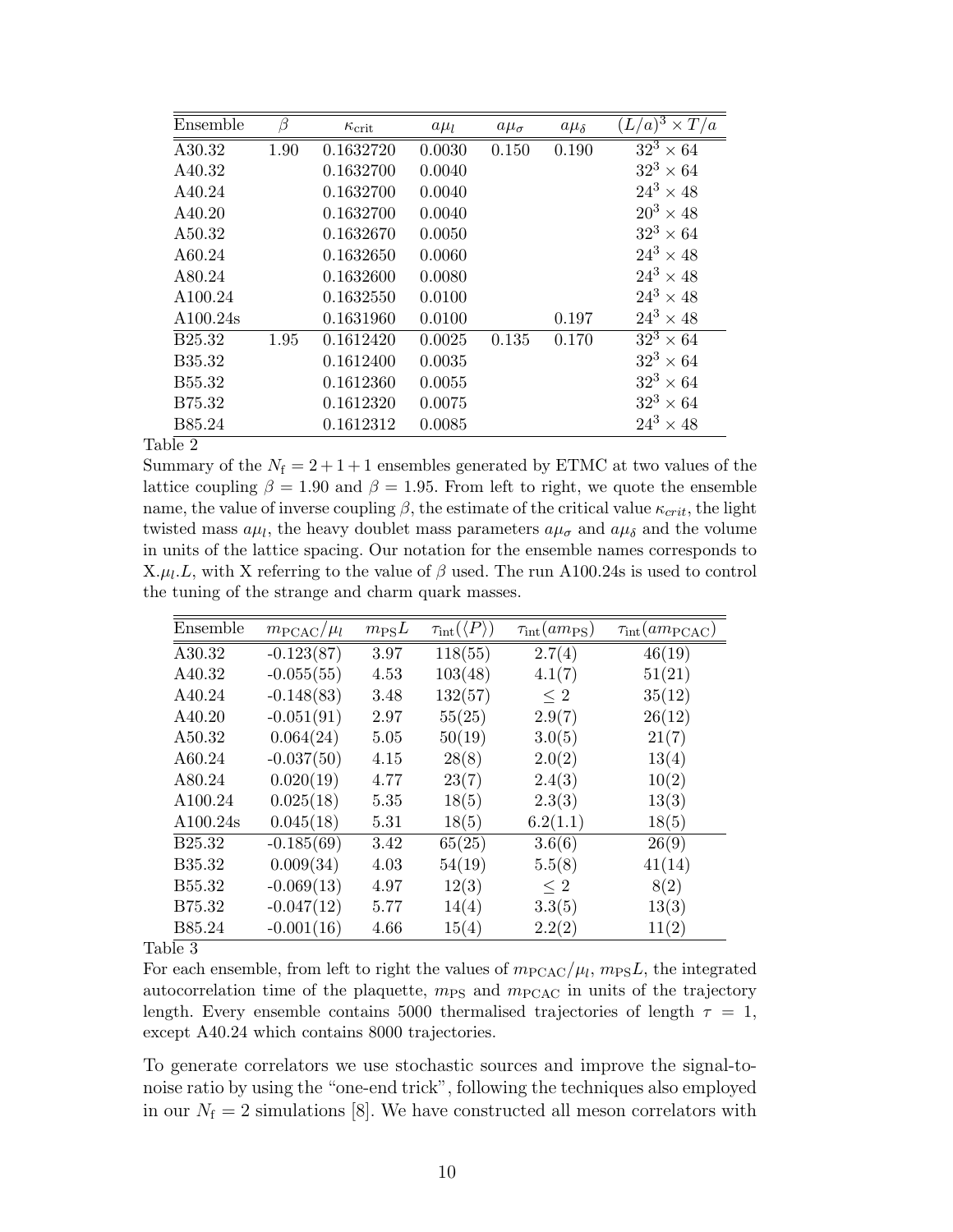| Ensemble | $\beta$ | $\kappa_{\rm crit}$ | $a\mu_l$ | $a\mu_\sigma$ | $a\mu_\delta$ | $(L/a)^3 \times T/a$ |
|---|---|---|---|---|---|---|
| A30.32 | 1.90 | 0.1632720 | 0.0030 | 0.150 | 0.190 | $32^3 \times 64$ |
| A40.32 | | 0.1632700 | 0.0040 | | | $32^3 \times 64$ |
| A40.24 | | 0.1632700 | 0.0040 | | | $24^3 \times 48$ |
| A40.20 | | 0.1632700 | 0.0040 | | | $20^3 \times 48$ |
| A50.32 | | 0.1632670 | 0.0050 | | | $32^3 \times 64$ |
| A60.24 | | 0.1632650 | 0.0060 | | | $24^3 \times 48$ |
| A80.24 | | 0.1632600 | 0.0080 | | | $24^3 \times 48$ |
| A100.24 | | 0.1632550 | 0.0100 | | | $24^3 \times 48$ |
| A100.24s | | 0.1631960 | 0.0100 | | 0.197 | $24^3 \times 48$ |
| B25.32 | 1.95 | 0.1612420 | 0.0025 | 0.135 | 0.170 | $32^3 \times 64$ |
| B35.32 | | 0.1612400 | 0.0035 | | | $32^3 \times 64$ |
| B55.32 | | 0.1612360 | 0.0055 | | | $32^3 \times 64$ |
| B75.32 | | 0.1612320 | 0.0075 | | | $32^3 \times 64$ |
| B85.24 | | 0.1612312 | 0.0085 | | | $24^3 \times 48$ |

Table 2

Summary of the $N_{\rm f} = 2+1+1$ ensembles generated by ETMC at two values of the lattice coupling $\beta = 1.90$ and $\beta = 1.95$. From left to right, we quote the ensemble name, the value of inverse coupling $\beta$, the estimate of the critical value $\kappa_{crit}$, the light twisted mass $a\mu_l$, the heavy doublet mass parameters $a\mu_\sigma$ and $a\mu_\delta$ and the volume in units of the lattice spacing. Our notation for the ensemble names corresponds to X.$\mu_l$.$L$, with X referring to the value of $\beta$ used. The run A100.24s is used to control the tuning of the strange and charm quark masses.

| Ensemble | $m_{\rm PCAC}/\mu_l$ | $m_{\rm PS}L$ | $\tau_{\rm int}(\langle P \rangle)$ | $\tau_{\rm int}(am_{\rm PS})$ | $\tau_{\rm int}(am_{\rm PCAC})$ |
|---|---|---|---|---|---|
| A30.32 | -0.123(87) | 3.97 | 118(55) | 2.7(4) | 46(19) |
| A40.32 | -0.055(55) | 4.53 | 103(48) | 4.1(7) | 51(21) |
| A40.24 | -0.148(83) | 3.48 | 132(57) | $\leq 2$ | 35(12) |
| A40.20 | -0.051(91) | 2.97 | 55(25) | 2.9(7) | 26(12) |
| A50.32 | 0.064(24) | 5.05 | 50(19) | 3.0(5) | 21(7) |
| A60.24 | -0.037(50) | 4.15 | 28(8) | 2.0(2) | 13(4) |
| A80.24 | 0.020(19) | 4.77 | 23(7) | 2.4(3) | 10(2) |
| A100.24 | 0.025(18) | 5.35 | 18(5) | 2.3(3) | 13(3) |
| A100.24s | 0.045(18) | 5.31 | 18(5) | 6.2(1.1) | 18(5) |
| B25.32 | -0.185(69) | 3.42 | 65(25) | 3.6(6) | 26(9) |
| B35.32 | 0.009(34) | 4.03 | 54(19) | 5.5(8) | 41(14) |
| B55.32 | -0.069(13) | 4.97 | 12(3) | $\leq 2$ | 8(2) |
| B75.32 | -0.047(12) | 5.77 | 14(4) | 3.3(5) | 13(3) |
| B85.24 | -0.001(16) | 4.66 | 15(4) | 2.2(2) | 11(2) |

Table 3

For each ensemble, from left to right the values of $m_{\rm PCAC}/\mu_l$, $m_{\rm PS}L$, the integrated autocorrelation time of the plaquette, $m_{\rm PS}$ and $m_{\rm PCAC}$ in units of the trajectory length. Every ensemble contains 5000 thermalised trajectories of length $\tau = 1$, except A40.24 which contains 8000 trajectories.

To generate correlators we use stochastic sources and improve the signal-to-noise ratio by using the "one-end trick", following the techniques also employed in our $N_{\rm f} = 2$ simulations [8]. We have constructed all meson correlators with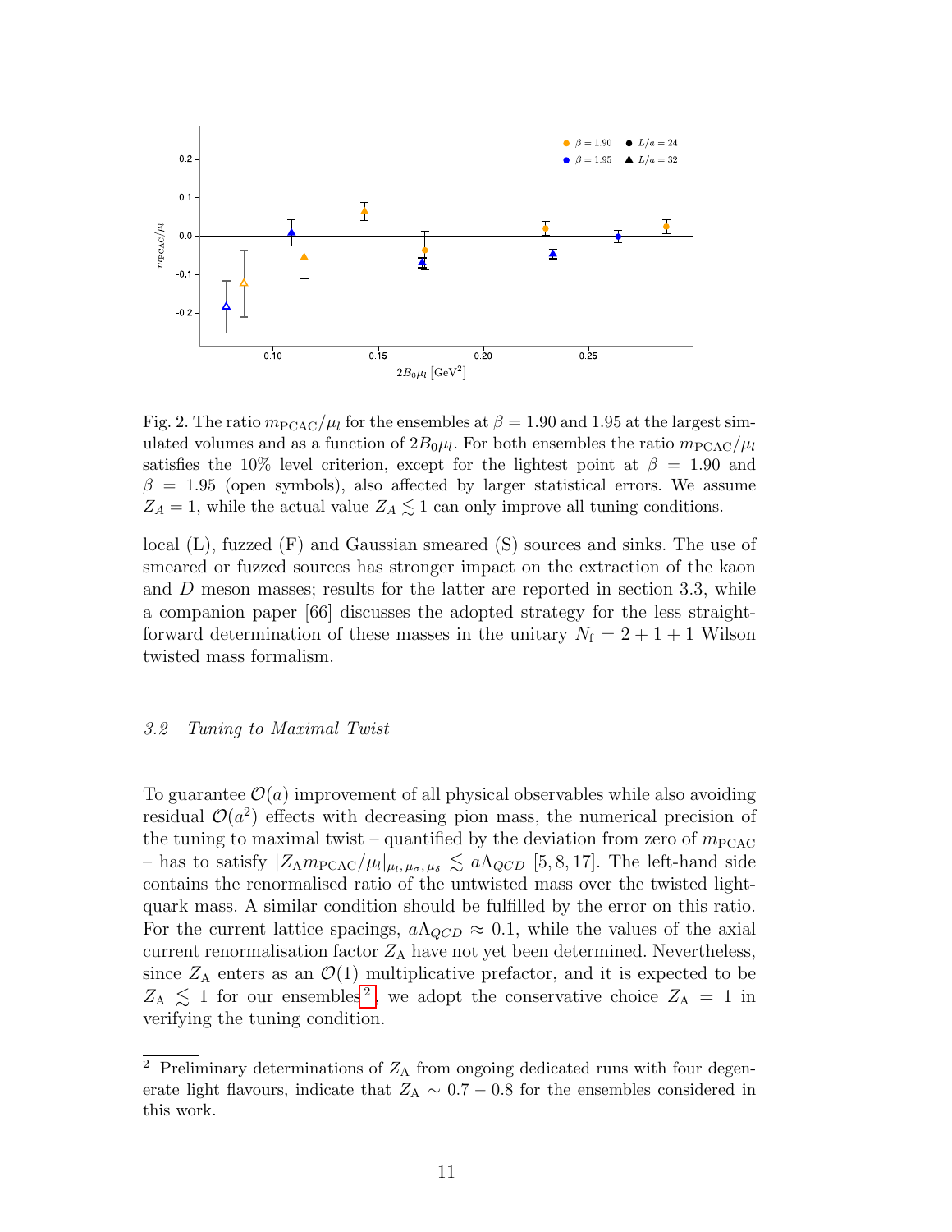Fig. 2. The ratio $m_{\rm PCAC}/\mu_l$ for the ensembles at $\beta = 1.90$ and 1.95 at the largest simulated volumes and as a function of $2B_0\mu_l$. For both ensembles the ratio $m_{\rm PCAC}/\mu_l$ satisfies the 10% level criterion, except for the lightest point at $\beta = 1.90$ and $\beta = 1.95$ (open symbols), also affected by larger statistical errors. We assume $Z_A = 1$, while the actual value $Z_A \lesssim 1$ can only improve all tuning conditions.

local (L), fuzzed (F) and Gaussian smeared (S) sources and sinks. The use of smeared or fuzzed sources has stronger impact on the extraction of the kaon and $D$ meson masses; results for the latter are reported in section 3.3, while a companion paper [66] discusses the adopted strategy for the less straightforward determination of these masses in the unitary $N_{\rm f} = 2 + 1 + 1$ Wilson twisted mass formalism.

### *3.2 Tuning to Maximal Twist*

To guarantee $\mathcal{O}(a)$ improvement of all physical observables while also avoiding residual $\mathcal{O}(a^2)$ effects with decreasing pion mass, the numerical precision of the tuning to maximal twist – quantified by the deviation from zero of $m_{\rm PCAC}$ – has to satisfy $|Z_{\rm A} m_{\rm PCAC}/\mu_l|_{\mu_l,\mu_\sigma,\mu_\delta} \lesssim a\Lambda_{QCD}$ [5, 8, 17]. The left-hand side contains the renormalised ratio of the untwisted mass over the twisted light-quark mass. A similar condition should be fulfilled by the error on this ratio. For the current lattice spacings, $a\Lambda_{QCD} \approx 0.1$, while the values of the axial current renormalisation factor $Z_{\rm A}$ have not yet been determined. Nevertheless, since $Z_{\rm A}$ enters as an $\mathcal{O}(1)$ multiplicative prefactor, and it is expected to be $Z_{\rm A} \lesssim 1$ for our ensembles[2], we adopt the conservative choice $Z_{\rm A} = 1$ in verifying the tuning condition.

[2] Preliminary determinations of $Z_{\rm A}$ from ongoing dedicated runs with four degenerate light flavours, indicate that $Z_{\rm A} \sim 0.7 - 0.8$ for the ensembles considered in this work.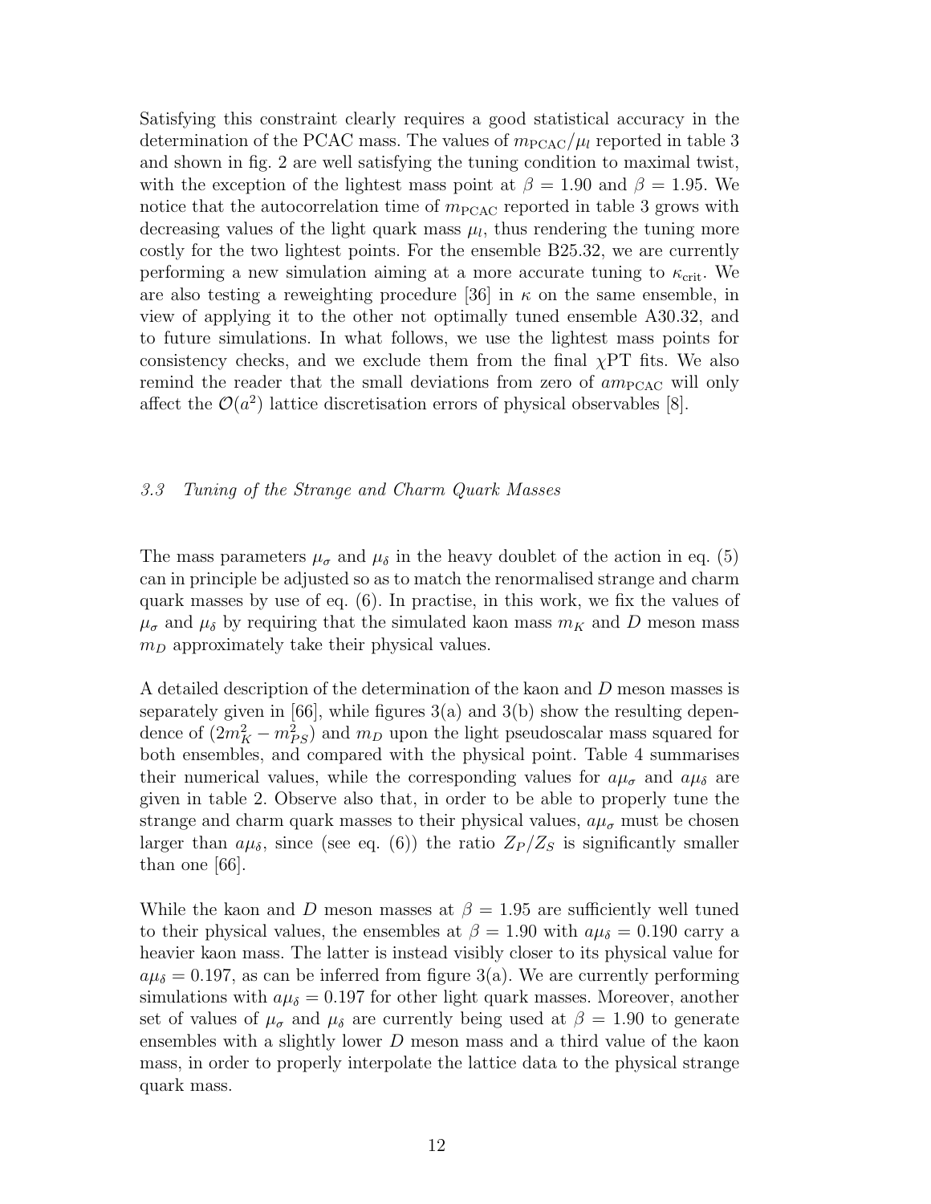Satisfying this constraint clearly requires a good statistical accuracy in the determination of the PCAC mass. The values of $m_{\rm PCAC}/\mu_l$ reported in table 3 and shown in fig. 2 are well satisfying the tuning condition to maximal twist, with the exception of the lightest mass point at $\beta = 1.90$ and $\beta = 1.95$. We notice that the autocorrelation time of $m_{\rm PCAC}$ reported in table 3 grows with decreasing values of the light quark mass $\mu_l$, thus rendering the tuning more costly for the two lightest points. For the ensemble B25.32, we are currently performing a new simulation aiming at a more accurate tuning to $\kappa_{\rm crit}$. We are also testing a reweighting procedure [36] in $\kappa$ on the same ensemble, in view of applying it to the other not optimally tuned ensemble A30.32, and to future simulations. In what follows, we use the lightest mass points for consistency checks, and we exclude them from the final $\chi$PT fits. We also remind the reader that the small deviations from zero of $am_{\rm PCAC}$ will only affect the $\mathcal{O}(a^2)$ lattice discretisation errors of physical observables [8].

### *3.3 Tuning of the Strange and Charm Quark Masses*

The mass parameters $\mu_\sigma$ and $\mu_\delta$ in the heavy doublet of the action in eq. (5) can in principle be adjusted so as to match the renormalised strange and charm quark masses by use of eq. (6). In practise, in this work, we fix the values of $\mu_\sigma$ and $\mu_\delta$ by requiring that the simulated kaon mass $m_K$ and $D$ meson mass $m_D$ approximately take their physical values.

A detailed description of the determination of the kaon and $D$ meson masses is separately given in [66], while figures 3(a) and 3(b) show the resulting dependence of $(2m_K^2 - m_{PS}^2)$ and $m_D$ upon the light pseudoscalar mass squared for both ensembles, and compared with the physical point. Table 4 summarises their numerical values, while the corresponding values for $a\mu_\sigma$ and $a\mu_\delta$ are given in table 2. Observe also that, in order to be able to properly tune the strange and charm quark masses to their physical values, $a\mu_\sigma$ must be chosen larger than $a\mu_\delta$, since (see eq. (6)) the ratio $Z_P/Z_S$ is significantly smaller than one [66].

While the kaon and $D$ meson masses at $\beta = 1.95$ are sufficiently well tuned to their physical values, the ensembles at $\beta = 1.90$ with $a\mu_\delta = 0.190$ carry a heavier kaon mass. The latter is instead visibly closer to its physical value for $a\mu_\delta = 0.197$, as can be inferred from figure 3(a). We are currently performing simulations with $a\mu_\delta = 0.197$ for other light quark masses. Moreover, another set of values of $\mu_\sigma$ and $\mu_\delta$ are currently being used at $\beta = 1.90$ to generate ensembles with a slightly lower $D$ meson mass and a third value of the kaon mass, in order to properly interpolate the lattice data to the physical strange quark mass.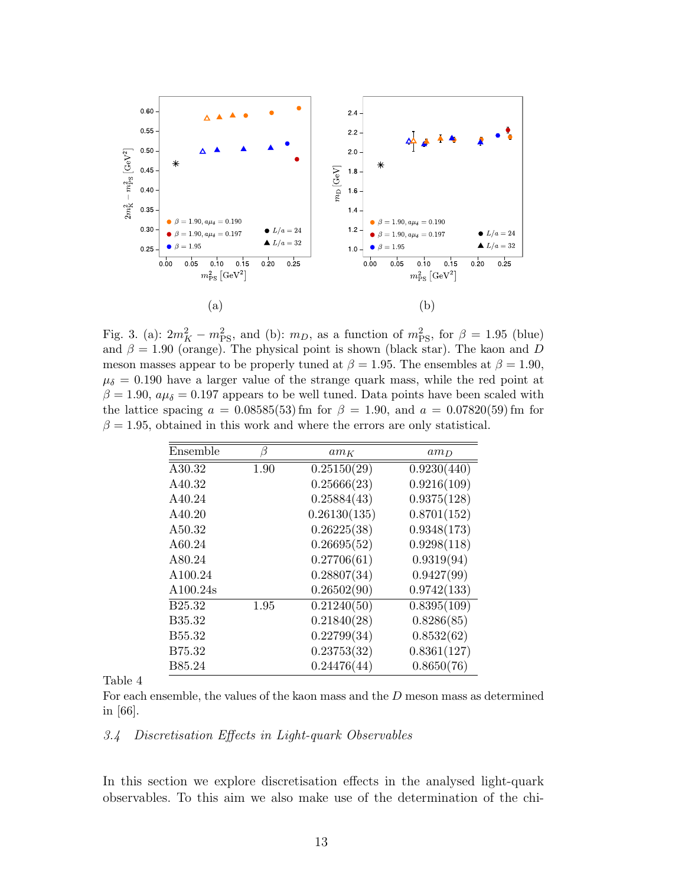(a)

(b)

Fig. 3. (a): $2m_K^2 - m_{\rm PS}^2$, and (b): $m_D$, as a function of $m_{\rm PS}^2$, for $\beta = 1.95$ (blue) and $\beta = 1.90$ (orange). The physical point is shown (black star). The kaon and $D$ meson masses appear to be properly tuned at $\beta = 1.95$. The ensembles at $\beta = 1.90$, $\mu_\delta = 0.190$ have a larger value of the strange quark mass, while the red point at $\beta = 1.90$, $a\mu_\delta = 0.197$ appears to be well tuned. Data points have been scaled with the lattice spacing $a = 0.08585(53)$ fm for $\beta = 1.90$, and $a = 0.07820(59)$ fm for $\beta = 1.95$, obtained in this work and where the errors are only statistical.

| Ensemble | $\beta$ | $am_K$ | $am_D$ |
|---|---|---|---|
| A30.32 | 1.90 | 0.25150(29) | 0.9230(440) |
| A40.32 | | 0.25666(23) | 0.9216(109) |
| A40.24 | | 0.25884(43) | 0.9375(128) |
| A40.20 | | 0.26130(135) | 0.8701(152) |
| A50.32 | | 0.26225(38) | 0.9348(173) |
| A60.24 | | 0.26695(52) | 0.9298(118) |
| A80.24 | | 0.27706(61) | 0.9319(94) |
| A100.24 | | 0.28807(34) | 0.9427(99) |
| A100.24s | | 0.26502(90) | 0.9742(133) |
| B25.32 | 1.95 | 0.21240(50) | 0.8395(109) |
| B35.32 | | 0.21840(28) | 0.8286(85) |
| B55.32 | | 0.22799(34) | 0.8532(62) |
| B75.32 | | 0.23753(32) | 0.8361(127) |
| B85.24 | | 0.24476(44) | 0.8650(76) |

Table 4
For each ensemble, the values of the kaon mass and the $D$ meson mass as determined in [66].

### *3.4 Discretisation Effects in Light-quark Observables*

In this section we explore discretisation effects in the analysed light-quark observables. To this aim we also make use of the determination of the chi-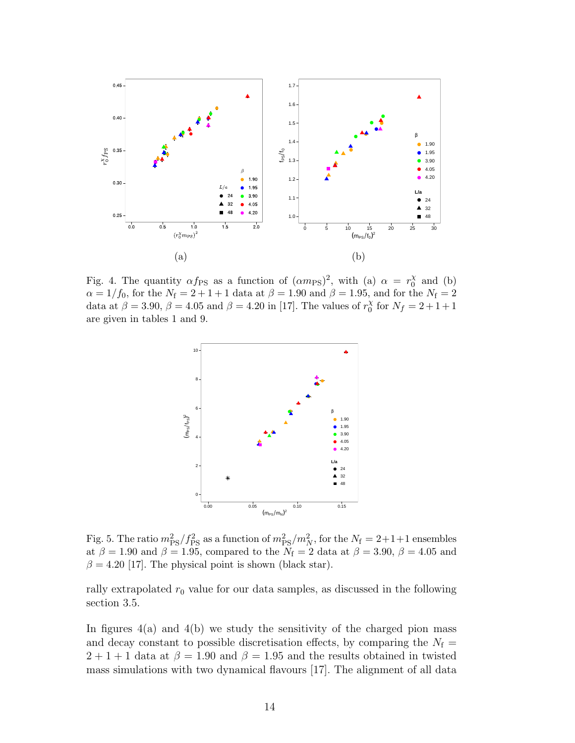(a)

(b)

Fig. 4. The quantity $\alpha f_{\rm PS}$ as a function of $(\alpha m_{\rm PS})^2$, with (a) $\alpha = r_0^\chi$ and (b) $\alpha = 1/f_0$, for the $N_{\rm f} = 2+1+1$ data at $\beta = 1.90$ and $\beta = 1.95$, and for the $N_{\rm f} = 2$ data at $\beta = 3.90$, $\beta = 4.05$ and $\beta = 4.20$ in [17]. The values of $r_0^\chi$ for $N_f = 2+1+1$ are given in tables 1 and 9.

Fig. 5. The ratio $m_{\rm PS}^2/f_{\rm PS}^2$ as a function of $m_{\rm PS}^2/m_N^2$, for the $N_{\rm f} = 2+1+1$ ensembles at $\beta = 1.90$ and $\beta = 1.95$, compared to the $N_{\rm f} = 2$ data at $\beta = 3.90$, $\beta = 4.05$ and $\beta = 4.20$ [17]. The physical point is shown (black star).

rally extrapolated $r_0$ value for our data samples, as discussed in the following section 3.5.

In figures 4(a) and 4(b) we study the sensitivity of the charged pion mass and decay constant to possible discretisation effects, by comparing the $N_{\rm f} = 2+1+1$ data at $\beta = 1.90$ and $\beta = 1.95$ and the results obtained in twisted mass simulations with two dynamical flavours [17]. The alignment of all data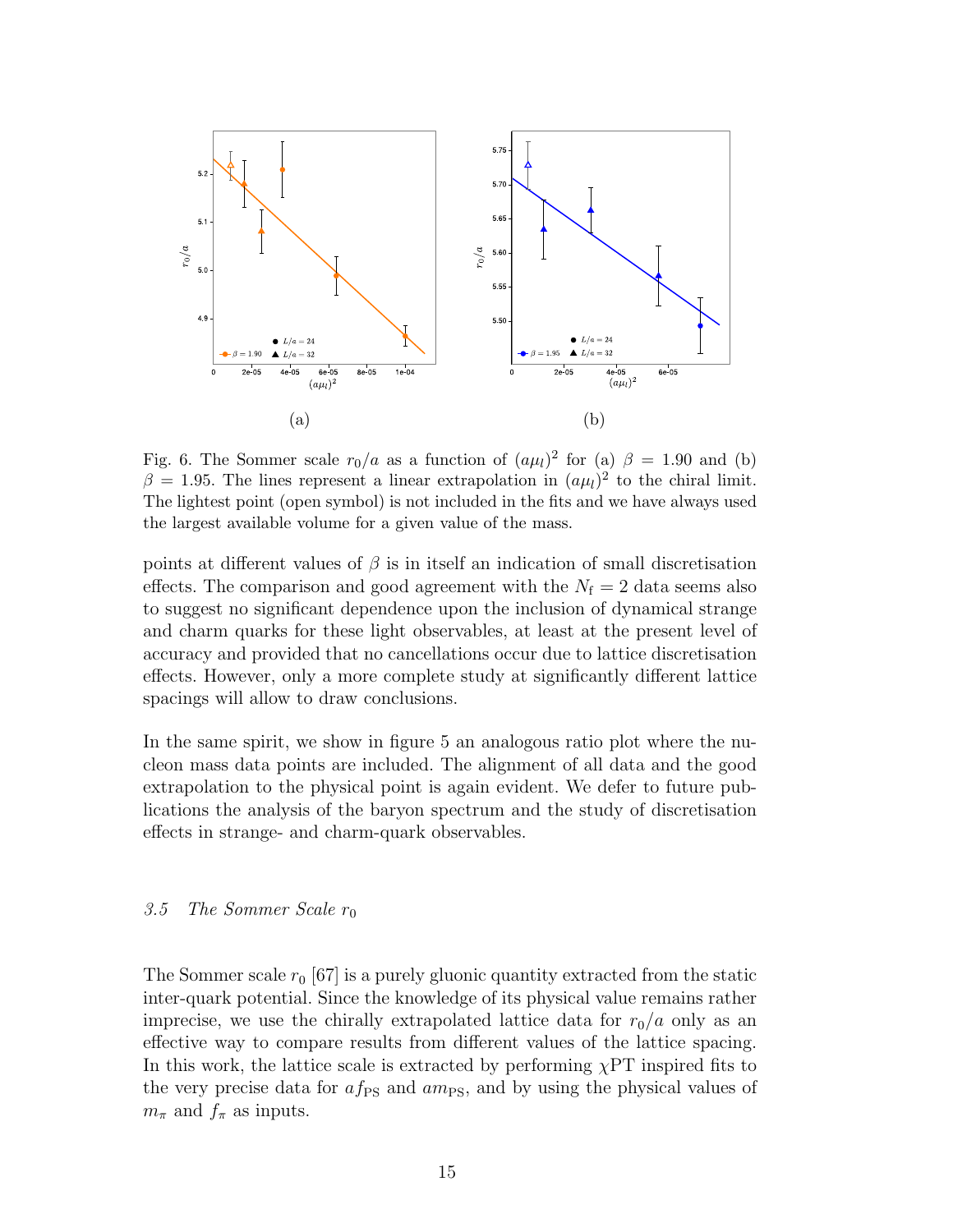(a)

(b)

Fig. 6. The Sommer scale $r_0/a$ as a function of $(a\mu_l)^2$ for (a) $\beta = 1.90$ and (b) $\beta = 1.95$. The lines represent a linear extrapolation in $(a\mu_l)^2$ to the chiral limit. The lightest point (open symbol) is not included in the fits and we have always used the largest available volume for a given value of the mass.

points at different values of $\beta$ is in itself an indication of small discretisation effects. The comparison and good agreement with the $N_\mathrm{f} = 2$ data seems also to suggest no significant dependence upon the inclusion of dynamical strange and charm quarks for these light observables, at least at the present level of accuracy and provided that no cancellations occur due to lattice discretisation effects. However, only a more complete study at significantly different lattice spacings will allow to draw conclusions.

In the same spirit, we show in figure 5 an analogous ratio plot where the nucleon mass data points are included. The alignment of all data and the good extrapolation to the physical point is again evident. We defer to future publications the analysis of the baryon spectrum and the study of discretisation effects in strange- and charm-quark observables.

### *3.5 The Sommer Scale $r_0$*

The Sommer scale $r_0$ [67] is a purely gluonic quantity extracted from the static inter-quark potential. Since the knowledge of its physical value remains rather imprecise, we use the chirally extrapolated lattice data for $r_0/a$ only as an effective way to compare results from different values of the lattice spacing. In this work, the lattice scale is extracted by performing $\chi$PT inspired fits to the very precise data for $af_\mathrm{PS}$ and $am_\mathrm{PS}$, and by using the physical values of $m_\pi$ and $f_\pi$ as inputs.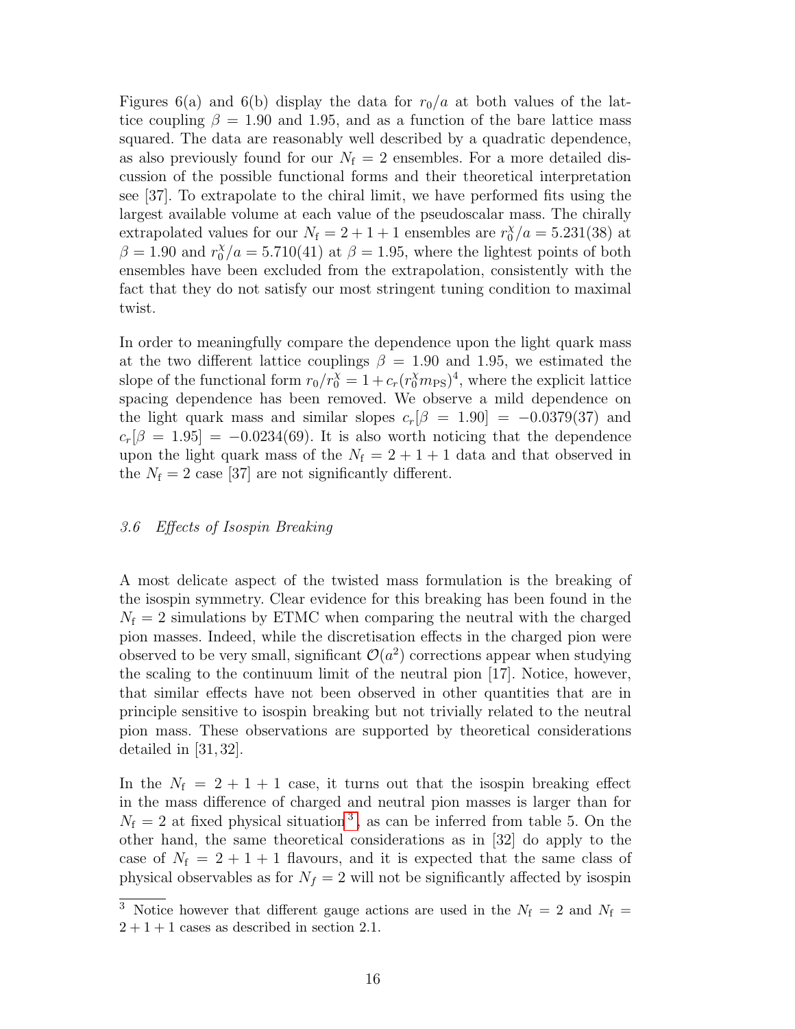Figures 6(a) and 6(b) display the data for $r_0/a$ at both values of the lattice coupling $\beta = 1.90$ and 1.95, and as a function of the bare lattice mass squared. The data are reasonably well described by a quadratic dependence, as also previously found for our $N_\mathrm{f} = 2$ ensembles. For a more detailed discussion of the possible functional forms and their theoretical interpretation see [37]. To extrapolate to the chiral limit, we have performed fits using the largest available volume at each value of the pseudoscalar mass. The chirally extrapolated values for our $N_\mathrm{f} = 2+1+1$ ensembles are $r_0^\chi/a = 5.231(38)$ at $\beta = 1.90$ and $r_0^\chi/a = 5.710(41)$ at $\beta = 1.95$, where the lightest points of both ensembles have been excluded from the extrapolation, consistently with the fact that they do not satisfy our most stringent tuning condition to maximal twist.

In order to meaningfully compare the dependence upon the light quark mass at the two different lattice couplings $\beta = 1.90$ and 1.95, we estimated the slope of the functional form $r_0/r_0^\chi = 1 + c_r(r_0^\chi m_\mathrm{PS})^4$, where the explicit lattice spacing dependence has been removed. We observe a mild dependence on the light quark mass and similar slopes $c_r[\beta = 1.90] = -0.0379(37)$ and $c_r[\beta = 1.95] = -0.0234(69)$. It is also worth noticing that the dependence upon the light quark mass of the $N_\mathrm{f} = 2+1+1$ data and that observed in the $N_\mathrm{f} = 2$ case [37] are not significantly different.

### *3.6 Effects of Isospin Breaking*

A most delicate aspect of the twisted mass formulation is the breaking of the isospin symmetry. Clear evidence for this breaking has been found in the $N_\mathrm{f} = 2$ simulations by ETMC when comparing the neutral with the charged pion masses. Indeed, while the discretisation effects in the charged pion were observed to be very small, significant $\mathcal{O}(a^2)$ corrections appear when studying the scaling to the continuum limit of the neutral pion [17]. Notice, however, that similar effects have not been observed in other quantities that are in principle sensitive to isospin breaking but not trivially related to the neutral pion mass. These observations are supported by theoretical considerations detailed in [31, 32].

In the $N_\mathrm{f} = 2+1+1$ case, it turns out that the isospin breaking effect in the mass difference of charged and neutral pion masses is larger than for $N_\mathrm{f} = 2$ at fixed physical situation[3], as can be inferred from table 5. On the other hand, the same theoretical considerations as in [32] do apply to the case of $N_\mathrm{f} = 2+1+1$ flavours, and it is expected that the same class of physical observables as for $N_f = 2$ will not be significantly affected by isospin

[3] Notice however that different gauge actions are used in the $N_\mathrm{f} = 2$ and $N_\mathrm{f} = 2+1+1$ cases as described in section 2.1.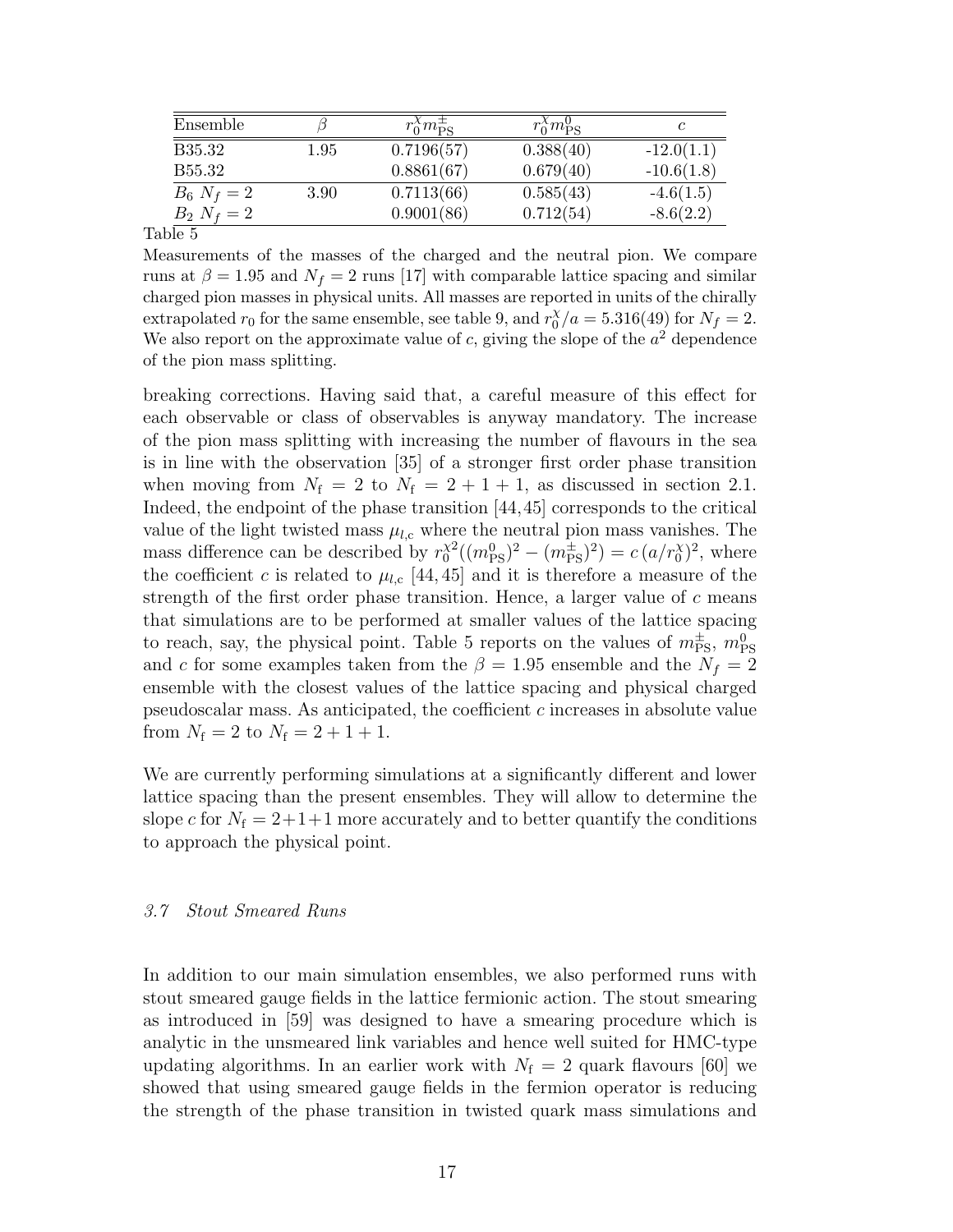| Ensemble | $\beta$ | $r_0^\chi m_{\rm PS}^\pm$ | $r_0^\chi m_{\rm PS}^0$ | $c$ |
|---|---|---|---|---|
| B35.32 | 1.95 | 0.7196(57) | 0.388(40) | -12.0(1.1) |
| B55.32 | | 0.8861(67) | 0.679(40) | -10.6(1.8) |
| $B_6$ $N_f = 2$ | 3.90 | 0.7113(66) | 0.585(43) | -4.6(1.5) |
| $B_2$ $N_f = 2$ | | 0.9001(86) | 0.712(54) | -8.6(2.2) |

Table 5

Measurements of the masses of the charged and the neutral pion. We compare runs at $\beta = 1.95$ and $N_f = 2$ runs [17] with comparable lattice spacing and similar charged pion masses in physical units. All masses are reported in units of the chirally extrapolated $r_0$ for the same ensemble, see table 9, and $r_0^\chi/a = 5.316(49)$ for $N_f = 2$. We also report on the approximate value of $c$, giving the slope of the $a^2$ dependence of the pion mass splitting.

breaking corrections. Having said that, a careful measure of this effect for each observable or class of observables is anyway mandatory. The increase of the pion mass splitting with increasing the number of flavours in the sea is in line with the observation [35] of a stronger first order phase transition when moving from $N_{\rm f} = 2$ to $N_{\rm f} = 2 + 1 + 1$, as discussed in section 2.1. Indeed, the endpoint of the phase transition [44,45] corresponds to the critical value of the light twisted mass $\mu_{l,{\rm c}}$ where the neutral pion mass vanishes. The mass difference can be described by $r_0^{\chi 2}((m_{\rm PS}^0)^2 - (m_{\rm PS}^\pm)^2) = c\,(a/r_0^\chi)^2$, where the coefficient $c$ is related to $\mu_{l,{\rm c}}$ [44,45] and it is therefore a measure of the strength of the first order phase transition. Hence, a larger value of $c$ means that simulations are to be performed at smaller values of the lattice spacing to reach, say, the physical point. Table 5 reports on the values of $m_{\rm PS}^\pm$, $m_{\rm PS}^0$ and $c$ for some examples taken from the $\beta = 1.95$ ensemble and the $N_f = 2$ ensemble with the closest values of the lattice spacing and physical charged pseudoscalar mass. As anticipated, the coefficient $c$ increases in absolute value from $N_{\rm f} = 2$ to $N_{\rm f} = 2 + 1 + 1$.

We are currently performing simulations at a significantly different and lower lattice spacing than the present ensembles. They will allow to determine the slope $c$ for $N_{\rm f} = 2{+}1{+}1$ more accurately and to better quantify the conditions to approach the physical point.

### *3.7 Stout Smeared Runs*

In addition to our main simulation ensembles, we also performed runs with stout smeared gauge fields in the lattice fermionic action. The stout smearing as introduced in [59] was designed to have a smearing procedure which is analytic in the unsmeared link variables and hence well suited for HMC-type updating algorithms. In an earlier work with $N_{\rm f} = 2$ quark flavours [60] we showed that using smeared gauge fields in the fermion operator is reducing the strength of the phase transition in twisted quark mass simulations and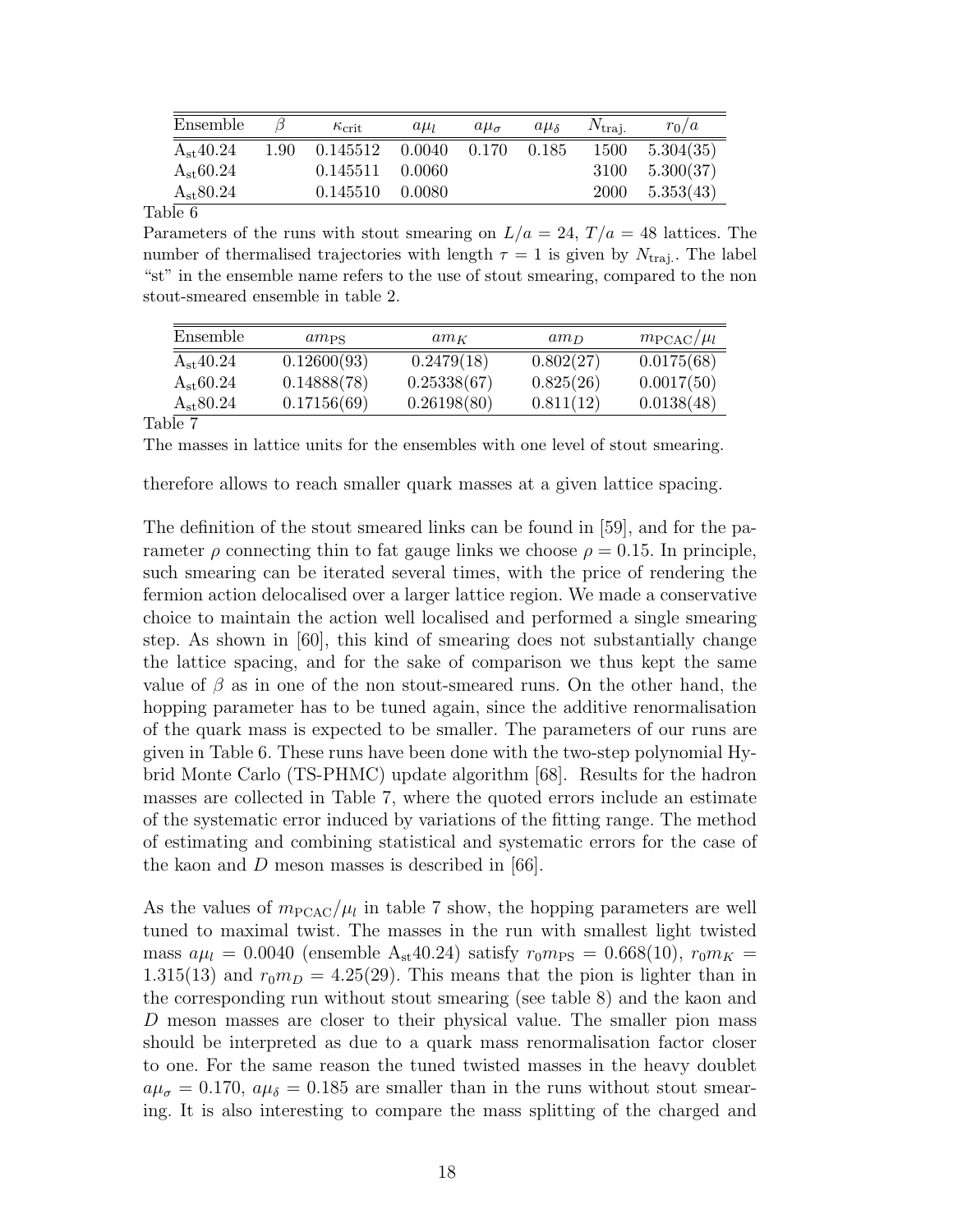| Ensemble | $\beta$ | $\kappa_{\text{crit}}$ | $a\mu_l$ | $a\mu_\sigma$ | $a\mu_\delta$ | $N_{\text{traj.}}$ | $r_0/a$ |
|---|---|---|---|---|---|---|---|
| $\text{A}_{\text{st}}40.24$ | 1.90 | 0.145512 | 0.0040 | 0.170 | 0.185 | 1500 | 5.304(35) |
| $\text{A}_{\text{st}}60.24$ | | 0.145511 | 0.0060 | | | 3100 | 5.300(37) |
| $\text{A}_{\text{st}}80.24$ | | 0.145510 | 0.0080 | | | 2000 | 5.353(43) |

Table 6

Parameters of the runs with stout smearing on $L/a = 24$, $T/a = 48$ lattices. The number of thermalised trajectories with length $\tau = 1$ is given by $N_{\text{traj.}}$. The label "st" in the ensemble name refers to the use of stout smearing, compared to the non stout-smeared ensemble in table 2.

| Ensemble | $am_{\text{PS}}$ | $am_K$ | $am_D$ | $m_{\text{PCAC}}/\mu_l$ |
|---|---|---|---|---|
| $\text{A}_{\text{st}}40.24$ | 0.12600(93) | 0.2479(18) | 0.802(27) | 0.0175(68) |
| $\text{A}_{\text{st}}60.24$ | 0.14888(78) | 0.25338(67) | 0.825(26) | 0.0017(50) |
| $\text{A}_{\text{st}}80.24$ | 0.17156(69) | 0.26198(80) | 0.811(12) | 0.0138(48) |

Table 7

The masses in lattice units for the ensembles with one level of stout smearing.

therefore allows to reach smaller quark masses at a given lattice spacing.

The definition of the stout smeared links can be found in [59], and for the parameter $\rho$ connecting thin to fat gauge links we choose $\rho = 0.15$. In principle, such smearing can be iterated several times, with the price of rendering the fermion action delocalised over a larger lattice region. We made a conservative choice to maintain the action well localised and performed a single smearing step. As shown in [60], this kind of smearing does not substantially change the lattice spacing, and for the sake of comparison we thus kept the same value of $\beta$ as in one of the non stout-smeared runs. On the other hand, the hopping parameter has to be tuned again, since the additive renormalisation of the quark mass is expected to be smaller. The parameters of our runs are given in Table 6. These runs have been done with the two-step polynomial Hybrid Monte Carlo (TS-PHMC) update algorithm [68]. Results for the hadron masses are collected in Table 7, where the quoted errors include an estimate of the systematic error induced by variations of the fitting range. The method of estimating and combining statistical and systematic errors for the case of the kaon and $D$ meson masses is described in [66].

As the values of $m_{\text{PCAC}}/\mu_l$ in table 7 show, the hopping parameters are well tuned to maximal twist. The masses in the run with smallest light twisted mass $a\mu_l = 0.0040$ (ensemble $\text{A}_{\text{st}}40.24$) satisfy $r_0 m_{\text{PS}} = 0.668(10)$, $r_0 m_K = 1.315(13)$ and $r_0 m_D = 4.25(29)$. This means that the pion is lighter than in the corresponding run without stout smearing (see table 8) and the kaon and $D$ meson masses are closer to their physical value. The smaller pion mass should be interpreted as due to a quark mass renormalisation factor closer to one. For the same reason the tuned twisted masses in the heavy doublet $a\mu_\sigma = 0.170$, $a\mu_\delta = 0.185$ are smaller than in the runs without stout smearing. It is also interesting to compare the mass splitting of the charged and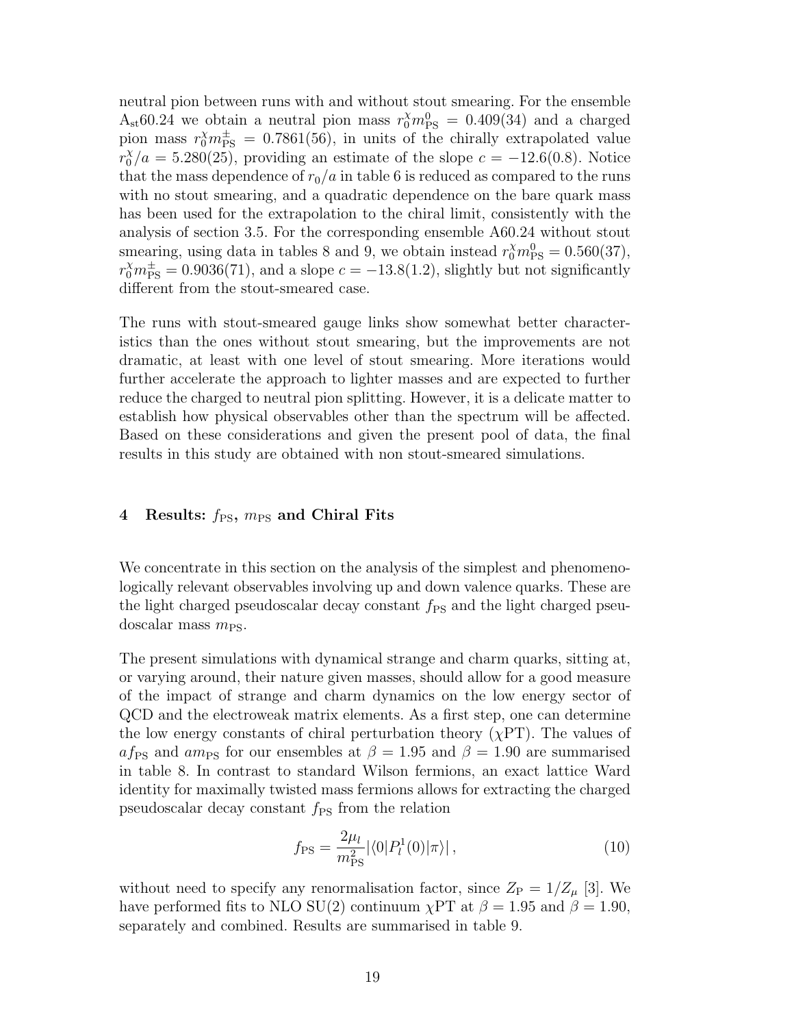neutral pion between runs with and without stout smearing. For the ensemble $A_{st}60.24$ we obtain a neutral pion mass $r_0^\chi m_{PS}^0 = 0.409(34)$ and a charged pion mass $r_0^\chi m_{PS}^\pm = 0.7861(56)$, in units of the chirally extrapolated value $r_0^\chi/a = 5.280(25)$, providing an estimate of the slope $c = -12.6(0.8)$. Notice that the mass dependence of $r_0/a$ in table 6 is reduced as compared to the runs with no stout smearing, and a quadratic dependence on the bare quark mass has been used for the extrapolation to the chiral limit, consistently with the analysis of section 3.5. For the corresponding ensemble A60.24 without stout smearing, using data in tables 8 and 9, we obtain instead $r_0^\chi m_{PS}^0 = 0.560(37)$, $r_0^\chi m_{PS}^\pm = 0.9036(71)$, and a slope $c = -13.8(1.2)$, slightly but not significantly different from the stout-smeared case.

The runs with stout-smeared gauge links show somewhat better characteristics than the ones without stout smearing, but the improvements are not dramatic, at least with one level of stout smearing. More iterations would further accelerate the approach to lighter masses and are expected to further reduce the charged to neutral pion splitting. However, it is a delicate matter to establish how physical observables other than the spectrum will be affected. Based on these considerations and given the present pool of data, the final results in this study are obtained with non stout-smeared simulations.

# 4 Results: $f_{PS}$, $m_{PS}$ and Chiral Fits

We concentrate in this section on the analysis of the simplest and phenomenologically relevant observables involving up and down valence quarks. These are the light charged pseudoscalar decay constant $f_{PS}$ and the light charged pseudoscalar mass $m_{PS}$.

The present simulations with dynamical strange and charm quarks, sitting at, or varying around, their nature given masses, should allow for a good measure of the impact of strange and charm dynamics on the low energy sector of QCD and the electroweak matrix elements. As a first step, one can determine the low energy constants of chiral perturbation theory ($\chi$PT). The values of $af_{PS}$ and $am_{PS}$ for our ensembles at $\beta = 1.95$ and $\beta = 1.90$ are summarised in table 8. In contrast to standard Wilson fermions, an exact lattice Ward identity for maximally twisted mass fermions allows for extracting the charged pseudoscalar decay constant $f_{PS}$ from the relation

$$f_{PS} = \frac{2\mu_l}{m_{PS}^2} |\langle 0|P_l^1(0)|\pi\rangle| \,, \tag{10}$$

without need to specify any renormalisation factor, since $Z_P = 1/Z_\mu$ [3]. We have performed fits to NLO SU(2) continuum $\chi$PT at $\beta = 1.95$ and $\beta = 1.90$, separately and combined. Results are summarised in table 9.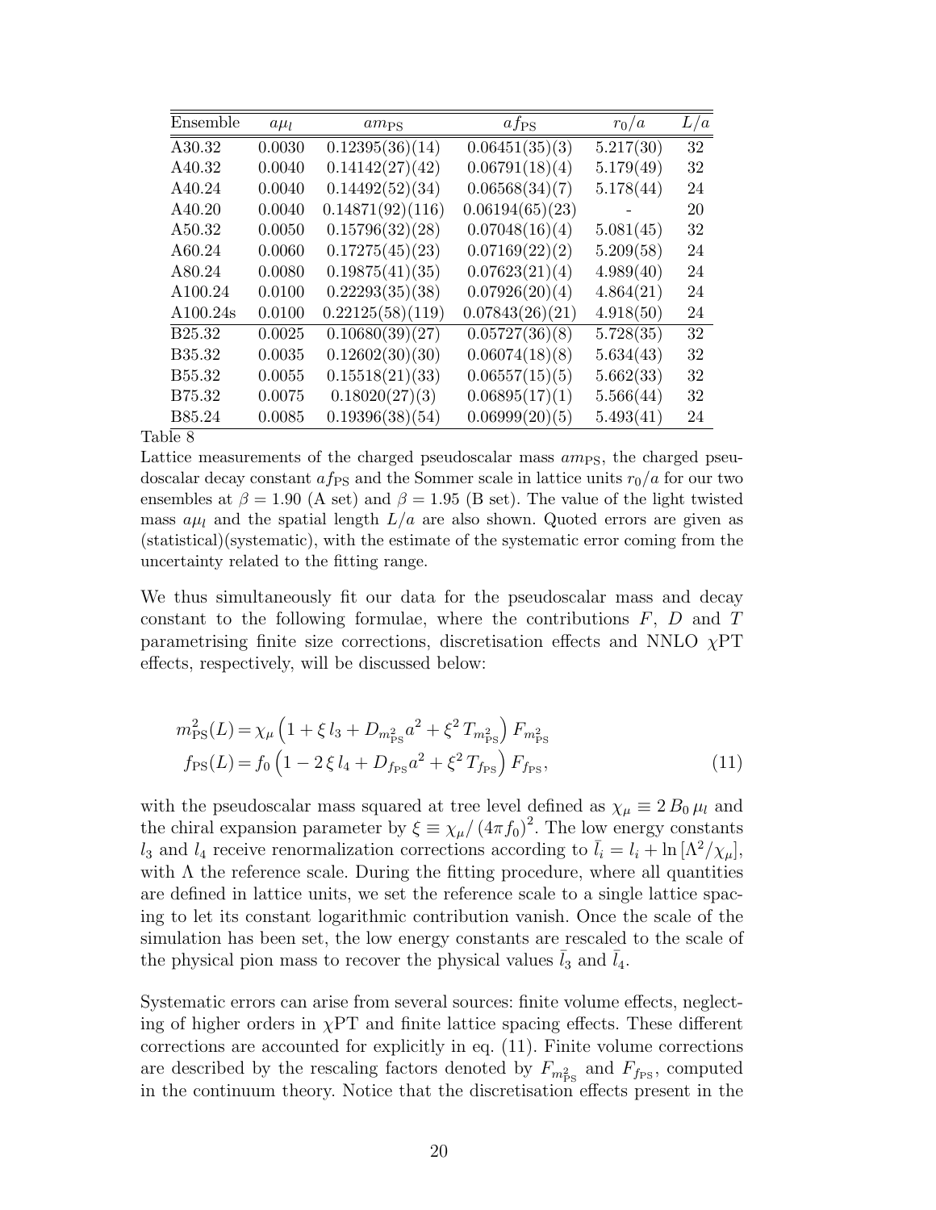| Ensemble | $a\mu_l$ | $am_{\rm PS}$ | $af_{\rm PS}$ | $r_0/a$ | $L/a$ |
|---|---|---|---|---|---|
| A30.32 | 0.0030 | 0.12395(36)(14) | 0.06451(35)(3) | 5.217(30) | 32 |
| A40.32 | 0.0040 | 0.14142(27)(42) | 0.06791(18)(4) | 5.179(49) | 32 |
| A40.24 | 0.0040 | 0.14492(52)(34) | 0.06568(34)(7) | 5.178(44) | 24 |
| A40.20 | 0.0040 | 0.14871(92)(116) | 0.06194(65)(23) | - | 20 |
| A50.32 | 0.0050 | 0.15796(32)(28) | 0.07048(16)(4) | 5.081(45) | 32 |
| A60.24 | 0.0060 | 0.17275(45)(23) | 0.07169(22)(2) | 5.209(58) | 24 |
| A80.24 | 0.0080 | 0.19875(41)(35) | 0.07623(21)(4) | 4.989(40) | 24 |
| A100.24 | 0.0100 | 0.22293(35)(38) | 0.07926(20)(4) | 4.864(21) | 24 |
| A100.24s | 0.0100 | 0.22125(58)(119) | 0.07843(26)(21) | 4.918(50) | 24 |
| B25.32 | 0.0025 | 0.10680(39)(27) | 0.05727(36)(8) | 5.728(35) | 32 |
| B35.32 | 0.0035 | 0.12602(30)(30) | 0.06074(18)(8) | 5.634(43) | 32 |
| B55.32 | 0.0055 | 0.15518(21)(33) | 0.06557(15)(5) | 5.662(33) | 32 |
| B75.32 | 0.0075 | 0.18020(27)(3) | 0.06895(17)(1) | 5.566(44) | 32 |
| B85.24 | 0.0085 | 0.19396(38)(54) | 0.06999(20)(5) | 5.493(41) | 24 |

Table 8

Lattice measurements of the charged pseudoscalar mass $am_{\rm PS}$, the charged pseudoscalar decay constant $af_{\rm PS}$ and the Sommer scale in lattice units $r_0/a$ for our two ensembles at $\beta = 1.90$ (A set) and $\beta = 1.95$ (B set). The value of the light twisted mass $a\mu_l$ and the spatial length $L/a$ are also shown. Quoted errors are given as (statistical)(systematic), with the estimate of the systematic error coming from the uncertainty related to the fitting range.

We thus simultaneously fit our data for the pseudoscalar mass and decay constant to the following formulae, where the contributions $F$, $D$ and $T$ parametrising finite size corrections, discretisation effects and NNLO $\chi$PT effects, respectively, will be discussed below:

$$
\begin{aligned}
m_{\rm PS}^2(L) &= \chi_\mu \left(1 + \xi\, l_3 + D_{m_{\rm PS}^2} a^2 + \xi^2\, T_{m_{\rm PS}^2}\right) F_{m_{\rm PS}^2} \\
f_{\rm PS}(L) &= f_0 \left(1 - 2\,\xi\, l_4 + D_{f_{\rm PS}} a^2 + \xi^2\, T_{f_{\rm PS}}\right) F_{f_{\rm PS}},
\end{aligned}
\tag{11}
$$

with the pseudoscalar mass squared at tree level defined as $\chi_\mu \equiv 2\, B_0\, \mu_l$ and the chiral expansion parameter by $\xi \equiv \chi_\mu / \left(4\pi f_0\right)^2$. The low energy constants $l_3$ and $l_4$ receive renormalization corrections according to $\bar{l}_i = l_i + \ln[\Lambda^2/\chi_\mu]$, with $\Lambda$ the reference scale. During the fitting procedure, where all quantities are defined in lattice units, we set the reference scale to a single lattice spacing to let its constant logarithmic contribution vanish. Once the scale of the simulation has been set, the low energy constants are rescaled to the scale of the physical pion mass to recover the physical values $\bar{l}_3$ and $\bar{l}_4$.

Systematic errors can arise from several sources: finite volume effects, neglecting of higher orders in $\chi$PT and finite lattice spacing effects. These different corrections are accounted for explicitly in eq. (11). Finite volume corrections are described by the rescaling factors denoted by $F_{m_{\rm PS}^2}$ and $F_{f_{\rm PS}}$, computed in the continuum theory. Notice that the discretisation effects present in the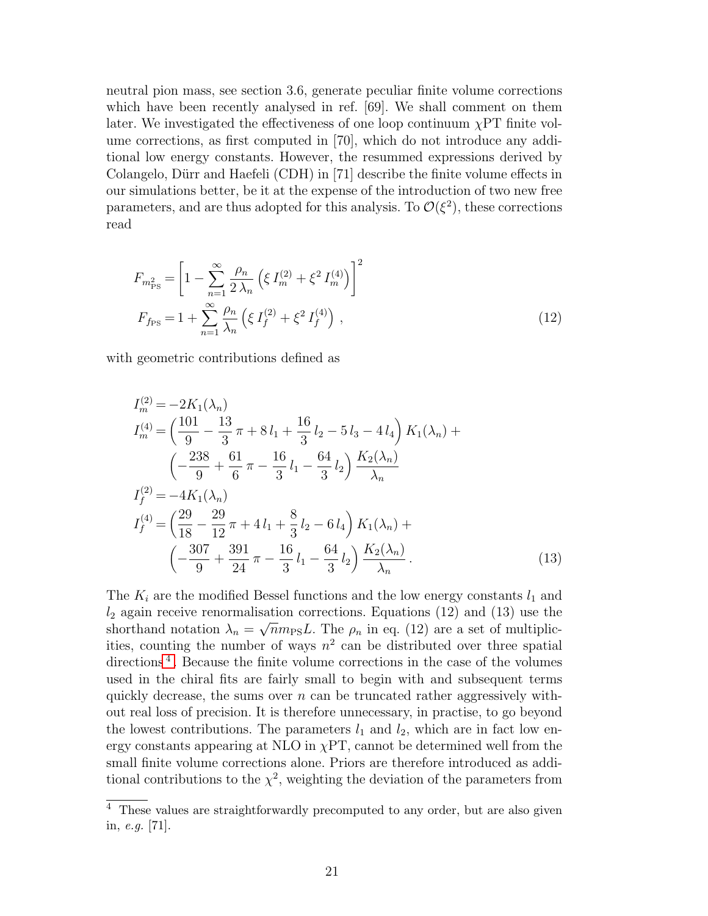neutral pion mass, see section 3.6, generate peculiar finite volume corrections which have been recently analysed in ref. [69]. We shall comment on them later. We investigated the effectiveness of one loop continuum $\chi$PT finite volume corrections, as first computed in [70], which do not introduce any additional low energy constants. However, the resummed expressions derived by Colangelo, Dürr and Haefeli (CDH) in [71] describe the finite volume effects in our simulations better, be it at the expense of the introduction of two new free parameters, and are thus adopted for this analysis. To $\mathcal{O}(\xi^2)$, these corrections read

$$
\begin{aligned}
F_{m^2_{\rm PS}} &= \left[1 - \sum_{n=1}^{\infty} \frac{\rho_n}{2\,\lambda_n}\left(\xi\, I_m^{(2)} + \xi^2\, I_m^{(4)}\right)\right]^2 \\
F_{f_{\rm PS}} &= 1 + \sum_{n=1}^{\infty} \frac{\rho_n}{\lambda_n}\left(\xi\, I_f^{(2)} + \xi^2\, I_f^{(4)}\right)\,,
\end{aligned}
\tag{12}
$$

with geometric contributions defined as

$$
\begin{aligned}
I_m^{(2)} &= -2K_1(\lambda_n) \\
I_m^{(4)} &= \left(\frac{101}{9} - \frac{13}{3}\,\pi + 8\,l_1 + \frac{16}{3}\,l_2 - 5\,l_3 - 4\,l_4\right) K_1(\lambda_n) + \\
&\quad \left(-\frac{238}{9} + \frac{61}{6}\,\pi - \frac{16}{3}\,l_1 - \frac{64}{3}\,l_2\right)\frac{K_2(\lambda_n)}{\lambda_n} \\
I_f^{(2)} &= -4K_1(\lambda_n) \\
I_f^{(4)} &= \left(\frac{29}{18} - \frac{29}{12}\,\pi + 4\,l_1 + \frac{8}{3}\,l_2 - 6\,l_4\right) K_1(\lambda_n) + \\
&\quad \left(-\frac{307}{9} + \frac{391}{24}\,\pi - \frac{16}{3}\,l_1 - \frac{64}{3}\,l_2\right)\frac{K_2(\lambda_n)}{\lambda_n}\,.
\end{aligned}
\tag{13}
$$

The $K_i$ are the modified Bessel functions and the low energy constants $l_1$ and $l_2$ again receive renormalisation corrections. Equations (12) and (13) use the shorthand notation $\lambda_n = \sqrt{n} m_{\rm PS} L$. The $\rho_n$ in eq. (12) are a set of multiplicities, counting the number of ways $n^2$ can be distributed over three spatial directions[4]. Because the finite volume corrections in the case of the volumes used in the chiral fits are fairly small to begin with and subsequent terms quickly decrease, the sums over $n$ can be truncated rather aggressively without real loss of precision. It is therefore unnecessary, in practise, to go beyond the lowest contributions. The parameters $l_1$ and $l_2$, which are in fact low energy constants appearing at NLO in $\chi$PT, cannot be determined well from the small finite volume corrections alone. Priors are therefore introduced as additional contributions to the $\chi^2$, weighting the deviation of the parameters from

[4] These values are straightforwardly precomputed to any order, but are also given in, *e.g.* [71].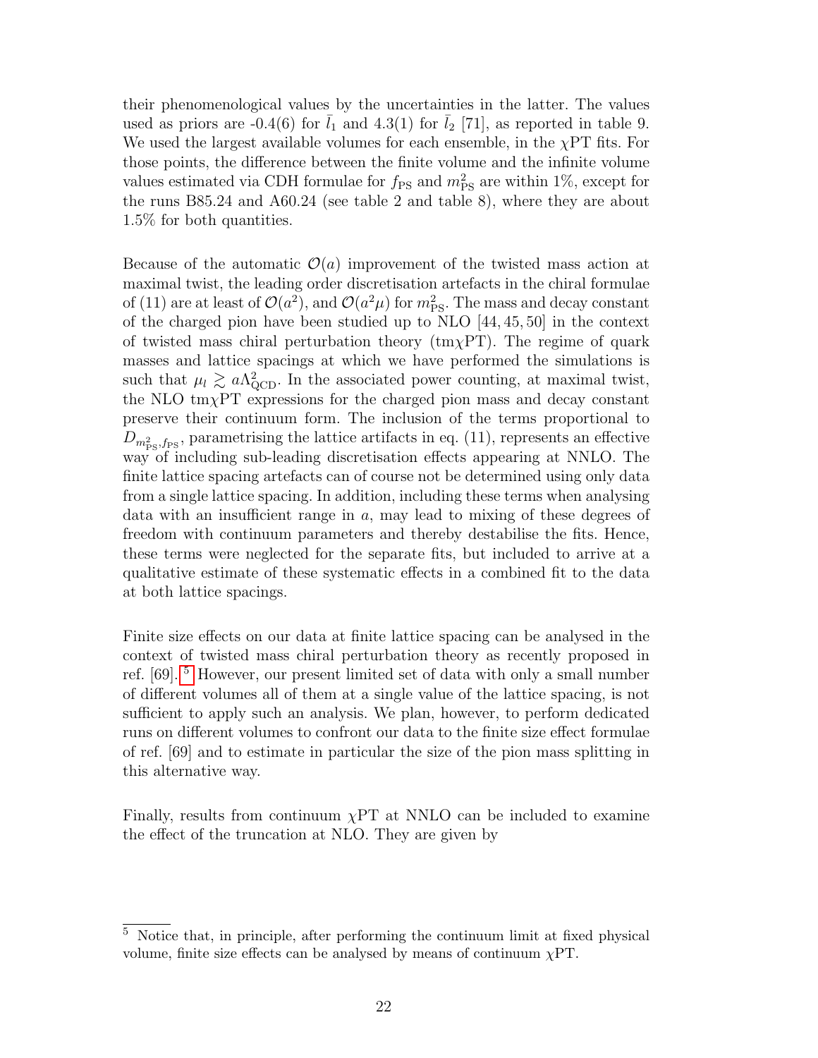their phenomenological values by the uncertainties in the latter. The values used as priors are -0.4(6) for $\bar{l}_1$ and 4.3(1) for $\bar{l}_2$ [71], as reported in table 9. We used the largest available volumes for each ensemble, in the $\chi$PT fits. For those points, the difference between the finite volume and the infinite volume values estimated via CDH formulae for $f_{\rm PS}$ and $m^2_{\rm PS}$ are within 1%, except for the runs B85.24 and A60.24 (see table 2 and table 8), where they are about 1.5% for both quantities.

Because of the automatic $\mathcal{O}(a)$ improvement of the twisted mass action at maximal twist, the leading order discretisation artefacts in the chiral formulae of (11) are at least of $\mathcal{O}(a^2)$, and $\mathcal{O}(a^2\mu)$ for $m^2_{\rm PS}$. The mass and decay constant of the charged pion have been studied up to NLO [44, 45, 50] in the context of twisted mass chiral perturbation theory (tm$\chi$PT). The regime of quark masses and lattice spacings at which we have performed the simulations is such that $\mu_l \gtrsim a\Lambda^2_{\rm QCD}$. In the associated power counting, at maximal twist, the NLO tm$\chi$PT expressions for the charged pion mass and decay constant preserve their continuum form. The inclusion of the terms proportional to $D_{m^2_{\rm PS}, f_{\rm PS}}$, parametrising the lattice artifacts in eq. (11), represents an effective way of including sub-leading discretisation effects appearing at NNLO. The finite lattice spacing artefacts can of course not be determined using only data from a single lattice spacing. In addition, including these terms when analysing data with an insufficient range in $a$, may lead to mixing of these degrees of freedom with continuum parameters and thereby destabilise the fits. Hence, these terms were neglected for the separate fits, but included to arrive at a qualitative estimate of these systematic effects in a combined fit to the data at both lattice spacings.

Finite size effects on our data at finite lattice spacing can be analysed in the context of twisted mass chiral perturbation theory as recently proposed in ref. [69]. [5] However, our present limited set of data with only a small number of different volumes all of them at a single value of the lattice spacing, is not sufficient to apply such an analysis. We plan, however, to perform dedicated runs on different volumes to confront our data to the finite size effect formulae of ref. [69] and to estimate in particular the size of the pion mass splitting in this alternative way.

Finally, results from continuum $\chi$PT at NNLO can be included to examine the effect of the truncation at NLO. They are given by

[5] Notice that, in principle, after performing the continuum limit at fixed physical volume, finite size effects can be analysed by means of continuum $\chi$PT.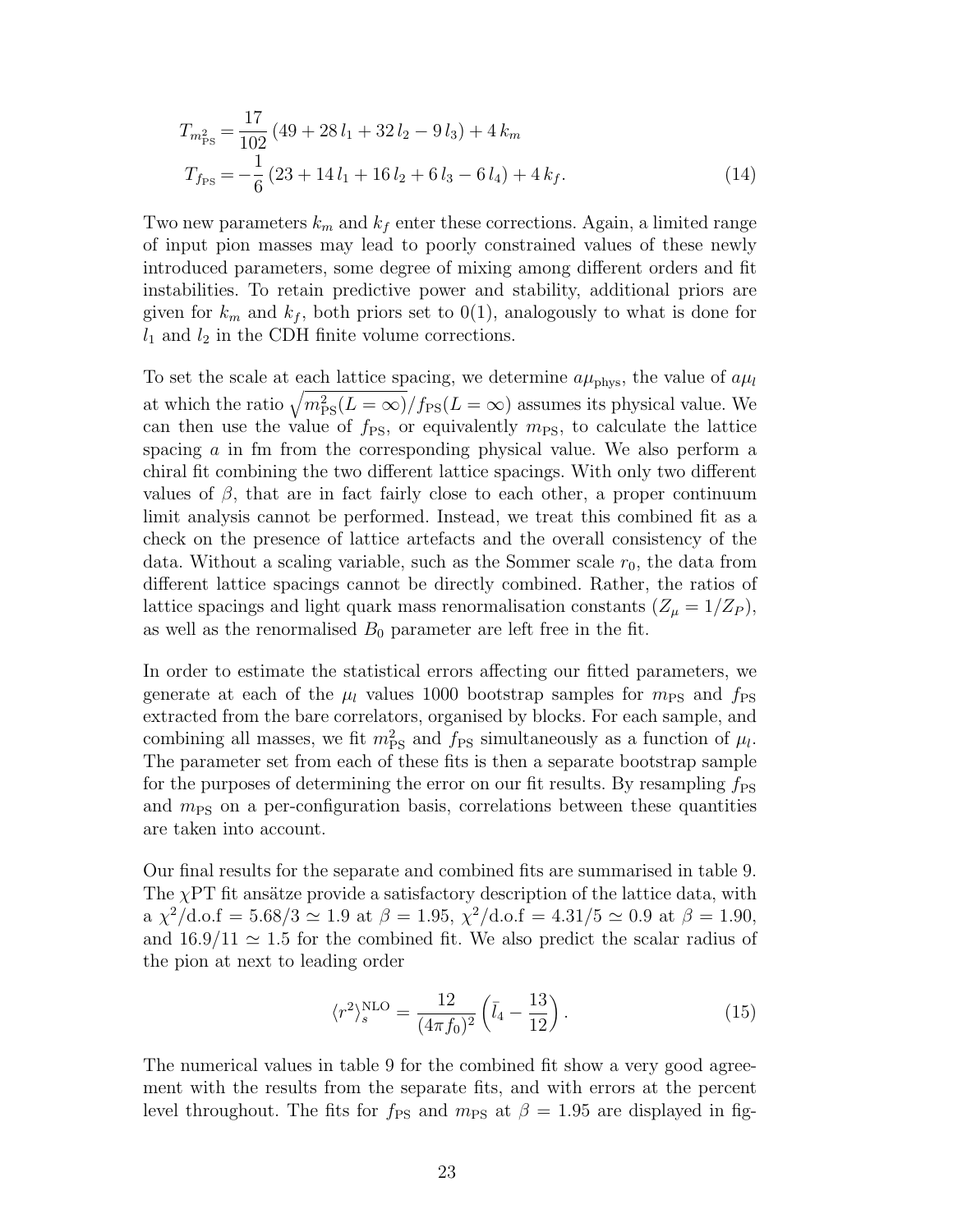$$
\begin{aligned}
T_{m^2_{\rm PS}} &= \frac{17}{102}\,(49 + 28\,l_1 + 32\,l_2 - 9\,l_3) + 4\,k_m \\
T_{f_{\rm PS}} &= -\frac{1}{6}\,(23 + 14\,l_1 + 16\,l_2 + 6\,l_3 - 6\,l_4) + 4\,k_f.
\end{aligned}
\tag{14}
$$

Two new parameters $k_m$ and $k_f$ enter these corrections. Again, a limited range of input pion masses may lead to poorly constrained values of these newly introduced parameters, some degree of mixing among different orders and fit instabilities. To retain predictive power and stability, additional priors are given for $k_m$ and $k_f$, both priors set to $0(1)$, analogously to what is done for $l_1$ and $l_2$ in the CDH finite volume corrections.

To set the scale at each lattice spacing, we determine $a\mu_{\rm phys}$, the value of $a\mu_l$ at which the ratio $\sqrt{m^2_{\rm PS}(L=\infty)}/f_{\rm PS}(L=\infty)$ assumes its physical value. We can then use the value of $f_{\rm PS}$, or equivalently $m_{\rm PS}$, to calculate the lattice spacing $a$ in fm from the corresponding physical value. We also perform a chiral fit combining the two different lattice spacings. With only two different values of $\beta$, that are in fact fairly close to each other, a proper continuum limit analysis cannot be performed. Instead, we treat this combined fit as a check on the presence of lattice artefacts and the overall consistency of the data. Without a scaling variable, such as the Sommer scale $r_0$, the data from different lattice spacings cannot be directly combined. Rather, the ratios of lattice spacings and light quark mass renormalisation constants ($Z_\mu = 1/Z_P$), as well as the renormalised $B_0$ parameter are left free in the fit.

In order to estimate the statistical errors affecting our fitted parameters, we generate at each of the $\mu_l$ values 1000 bootstrap samples for $m_{\rm PS}$ and $f_{\rm PS}$ extracted from the bare correlators, organised by blocks. For each sample, and combining all masses, we fit $m^2_{\rm PS}$ and $f_{\rm PS}$ simultaneously as a function of $\mu_l$. The parameter set from each of these fits is then a separate bootstrap sample for the purposes of determining the error on our fit results. By resampling $f_{\rm PS}$ and $m_{\rm PS}$ on a per-configuration basis, correlations between these quantities are taken into account.

Our final results for the separate and combined fits are summarised in table 9. The $\chi$PT fit ansätze provide a satisfactory description of the lattice data, with a $\chi^2/\text{d.o.f} = 5.68/3 \simeq 1.9$ at $\beta = 1.95$, $\chi^2/\text{d.o.f} = 4.31/5 \simeq 0.9$ at $\beta = 1.90$, and $16.9/11 \simeq 1.5$ for the combined fit. We also predict the scalar radius of the pion at next to leading order

$$
\langle r^2 \rangle_s^{\rm NLO} = \frac{12}{(4\pi f_0)^2}\left(\bar{l}_4 - \frac{13}{12}\right).
\tag{15}
$$

The numerical values in table 9 for the combined fit show a very good agreement with the results from the separate fits, and with errors at the percent level throughout. The fits for $f_{\rm PS}$ and $m_{\rm PS}$ at $\beta = 1.95$ are displayed in fig-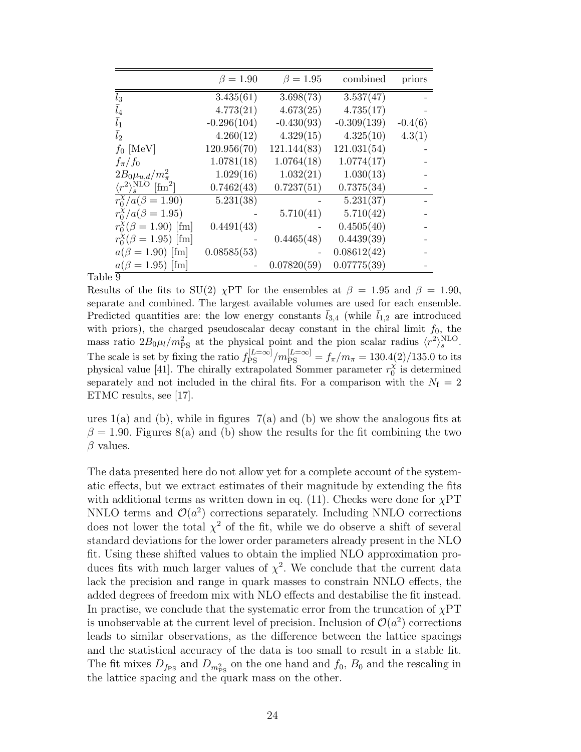|  | $\beta = 1.90$ | $\beta = 1.95$ | combined | priors |
|---|---|---|---|---|
| $\bar{l}_3$ | 3.435(61) | 3.698(73) | 3.537(47) | - |
| $\bar{l}_4$ | 4.773(21) | 4.673(25) | 4.735(17) | - |
| $\bar{l}_1$ | -0.296(104) | -0.430(93) | -0.309(139) | -0.4(6) |
| $\bar{l}_2$ | 4.260(12) | 4.329(15) | 4.325(10) | 4.3(1) |
| $f_0$ [MeV] | 120.956(70) | 121.144(83) | 121.031(54) | - |
| $f_\pi/f_0$ | 1.0781(18) | 1.0764(18) | 1.0774(17) | - |
| $2B_0\mu_{u,d}/m_\pi^2$ | 1.029(16) | 1.032(21) | 1.030(13) | - |
| $\langle r^2\rangle_s^{\rm NLO}$ [fm$^2$] | 0.7462(43) | 0.7237(51) | 0.7375(34) | - |
| $r_0^\chi/a(\beta = 1.90)$ | 5.231(38) | - | 5.231(37) | - |
| $r_0^\chi/a(\beta = 1.95)$ | - | 5.710(41) | 5.710(42) | - |
| $r_0^\chi(\beta = 1.90)$ [fm] | 0.4491(43) | - | 0.4505(40) | - |
| $r_0^\chi(\beta = 1.95)$ [fm] | - | 0.4465(48) | 0.4439(39) | - |
| $a(\beta = 1.90)$ [fm] | 0.08585(53) | - | 0.08612(42) | - |
| $a(\beta = 1.95)$ [fm] | - | 0.07820(59) | 0.07775(39) | - |

Table 9

Results of the fits to SU(2) $\chi$PT for the ensembles at $\beta = 1.95$ and $\beta = 1.90$, separate and combined. The largest available volumes are used for each ensemble. Predicted quantities are: the low energy constants $\bar{l}_{3,4}$ (while $\bar{l}_{1,2}$ are introduced with priors), the charged pseudoscalar decay constant in the chiral limit $f_0$, the mass ratio $2B_0\mu_l/m_{\rm PS}^2$ at the physical point and the pion scalar radius $\langle r^2\rangle_s^{\rm NLO}$. The scale is set by fixing the ratio $f_{\rm PS}^{[L=\infty]}/m_{\rm PS}^{[L=\infty]} = f_\pi/m_\pi = 130.4(2)/135.0$ to its physical value [41]. The chirally extrapolated Sommer parameter $r_0^\chi$ is determined separately and not included in the chiral fits. For a comparison with the $N_{\rm f} = 2$ ETMC results, see [17].

ures 1(a) and (b), while in figures 7(a) and (b) we show the analogous fits at $\beta = 1.90$. Figures 8(a) and (b) show the results for the fit combining the two $\beta$ values.

The data presented here do not allow yet for a complete account of the systematic effects, but we extract estimates of their magnitude by extending the fits with additional terms as written down in eq. (11). Checks were done for $\chi$PT NNLO terms and $\mathcal{O}(a^2)$ corrections separately. Including NNLO corrections does not lower the total $\chi^2$ of the fit, while we do observe a shift of several standard deviations for the lower order parameters already present in the NLO fit. Using these shifted values to obtain the implied NLO approximation produces fits with much larger values of $\chi^2$. We conclude that the current data lack the precision and range in quark masses to constrain NNLO effects, the added degrees of freedom mix with NLO effects and destabilise the fit instead. In practise, we conclude that the systematic error from the truncation of $\chi$PT is unobservable at the current level of precision. Inclusion of $\mathcal{O}(a^2)$ corrections leads to similar observations, as the difference between the lattice spacings and the statistical accuracy of the data is too small to result in a stable fit. The fit mixes $D_{f_{\rm PS}}$ and $D_{m^2_{\rm PS}}$ on the one hand and $f_0$, $B_0$ and the rescaling in the lattice spacing and the quark mass on the other.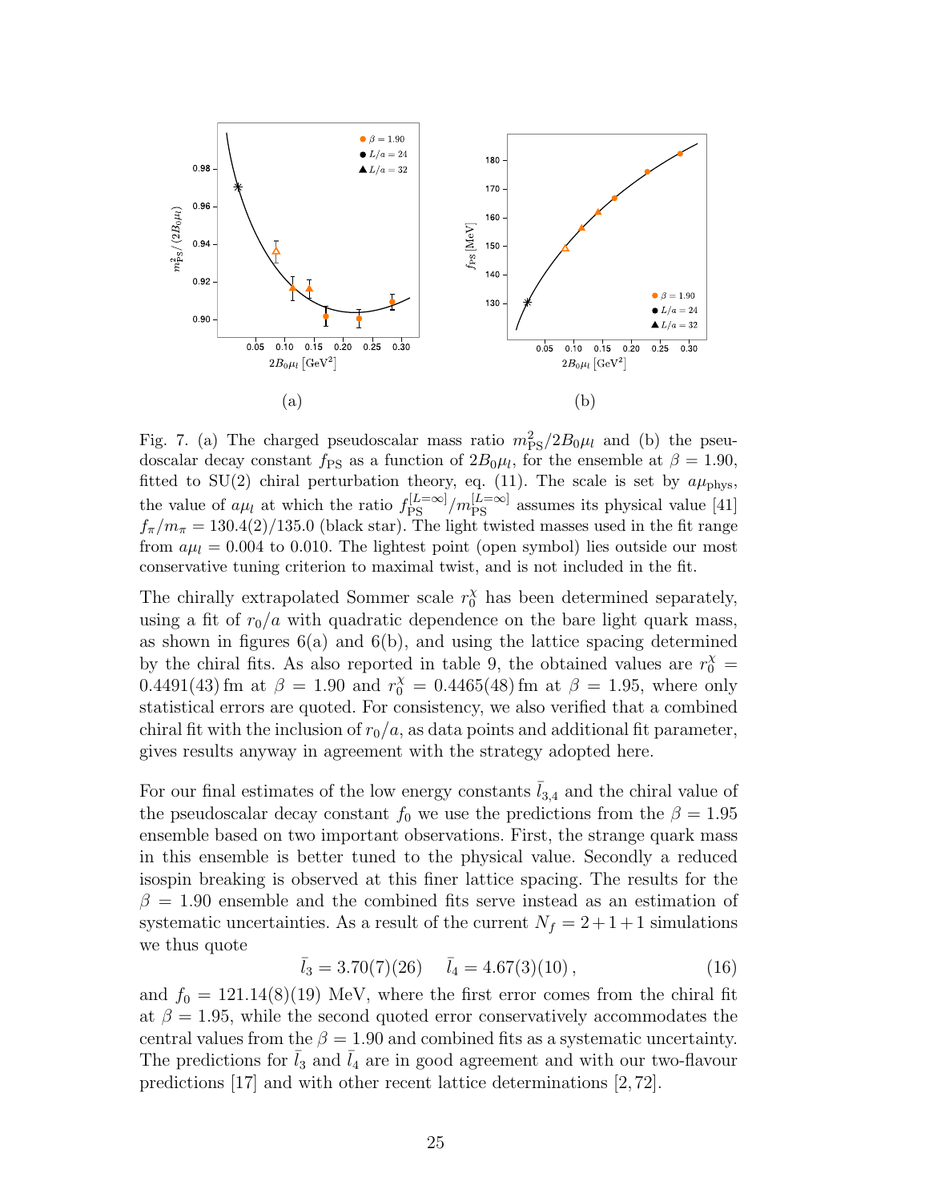(a) (b)

Fig. 7. (a) The charged pseudoscalar mass ratio $m_{\rm PS}^2/2B_0\mu_l$ and (b) the pseudoscalar decay constant $f_{\rm PS}$ as a function of $2B_0\mu_l$, for the ensemble at $\beta = 1.90$, fitted to SU(2) chiral perturbation theory, eq. (11). The scale is set by $a\mu_{\rm phys}$, the value of $a\mu_l$ at which the ratio $f_{\rm PS}^{[L=\infty]}/m_{\rm PS}^{[L=\infty]}$ assumes its physical value [41] $f_\pi/m_\pi = 130.4(2)/135.0$ (black star). The light twisted masses used in the fit range from $a\mu_l = 0.004$ to $0.010$. The lightest point (open symbol) lies outside our most conservative tuning criterion to maximal twist, and is not included in the fit.

The chirally extrapolated Sommer scale $r_0^\chi$ has been determined separately, using a fit of $r_0/a$ with quadratic dependence on the bare light quark mass, as shown in figures 6(a) and 6(b), and using the lattice spacing determined by the chiral fits. As also reported in table 9, the obtained values are $r_0^\chi = 0.4491(43)$ fm at $\beta = 1.90$ and $r_0^\chi = 0.4465(48)$ fm at $\beta = 1.95$, where only statistical errors are quoted. For consistency, we also verified that a combined chiral fit with the inclusion of $r_0/a$, as data points and additional fit parameter, gives results anyway in agreement with the strategy adopted here.

For our final estimates of the low energy constants $\bar{l}_{3,4}$ and the chiral value of the pseudoscalar decay constant $f_0$ we use the predictions from the $\beta = 1.95$ ensemble based on two important observations. First, the strange quark mass in this ensemble is better tuned to the physical value. Secondly a reduced isospin breaking is observed at this finer lattice spacing. The results for the $\beta = 1.90$ ensemble and the combined fits serve instead as an estimation of systematic uncertainties. As a result of the current $N_f = 2+1+1$ simulations we thus quote

$$\bar{l}_3 = 3.70(7)(26) \qquad \bar{l}_4 = 4.67(3)(10)\,, \tag{16}$$

and $f_0 = 121.14(8)(19)$ MeV, where the first error comes from the chiral fit at $\beta = 1.95$, while the second quoted error conservatively accommodates the central values from the $\beta = 1.90$ and combined fits as a systematic uncertainty. The predictions for $\bar{l}_3$ and $\bar{l}_4$ are in good agreement and with our two-flavour predictions [17] and with other recent lattice determinations [2, 72].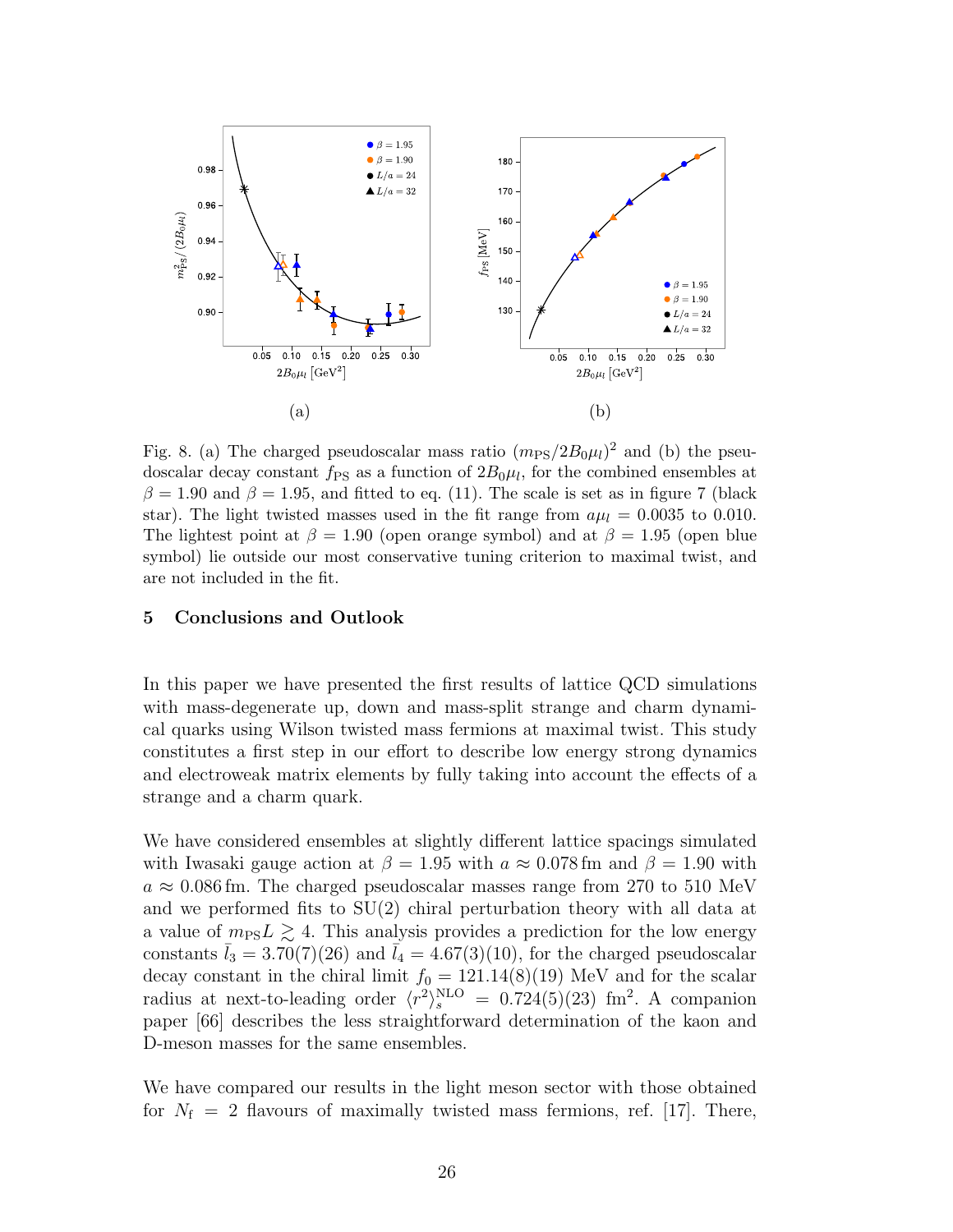(a)

(b)

Fig. 8. (a) The charged pseudoscalar mass ratio $(m_{\rm PS}/2B_0\mu_l)^2$ and (b) the pseudoscalar decay constant $f_{\rm PS}$ as a function of $2B_0\mu_l$, for the combined ensembles at $\beta = 1.90$ and $\beta = 1.95$, and fitted to eq. (11). The scale is set as in figure 7 (black star). The light twisted masses used in the fit range from $a\mu_l = 0.0035$ to 0.010. The lightest point at $\beta = 1.90$ (open orange symbol) and at $\beta = 1.95$ (open blue symbol) lie outside our most conservative tuning criterion to maximal twist, and are not included in the fit.

## 5 Conclusions and Outlook

In this paper we have presented the first results of lattice QCD simulations with mass-degenerate up, down and mass-split strange and charm dynamical quarks using Wilson twisted mass fermions at maximal twist. This study constitutes a first step in our effort to describe low energy strong dynamics and electroweak matrix elements by fully taking into account the effects of a strange and a charm quark.

We have considered ensembles at slightly different lattice spacings simulated with Iwasaki gauge action at $\beta = 1.95$ with $a \approx 0.078\,$fm and $\beta = 1.90$ with $a \approx 0.086\,$fm. The charged pseudoscalar masses range from 270 to 510 MeV and we performed fits to SU(2) chiral perturbation theory with all data at a value of $m_{\rm PS}L \gtrsim 4$. This analysis provides a prediction for the low energy constants $\bar{l}_3 = 3.70(7)(26)$ and $\bar{l}_4 = 4.67(3)(10)$, for the charged pseudoscalar decay constant in the chiral limit $f_0 = 121.14(8)(19)$ MeV and for the scalar radius at next-to-leading order $\langle r^2 \rangle_s^{\rm NLO} = 0.724(5)(23)$ fm$^2$. A companion paper [66] describes the less straightforward determination of the kaon and D-meson masses for the same ensembles.

We have compared our results in the light meson sector with those obtained for $N_{\rm f} = 2$ flavours of maximally twisted mass fermions, ref. [17]. There,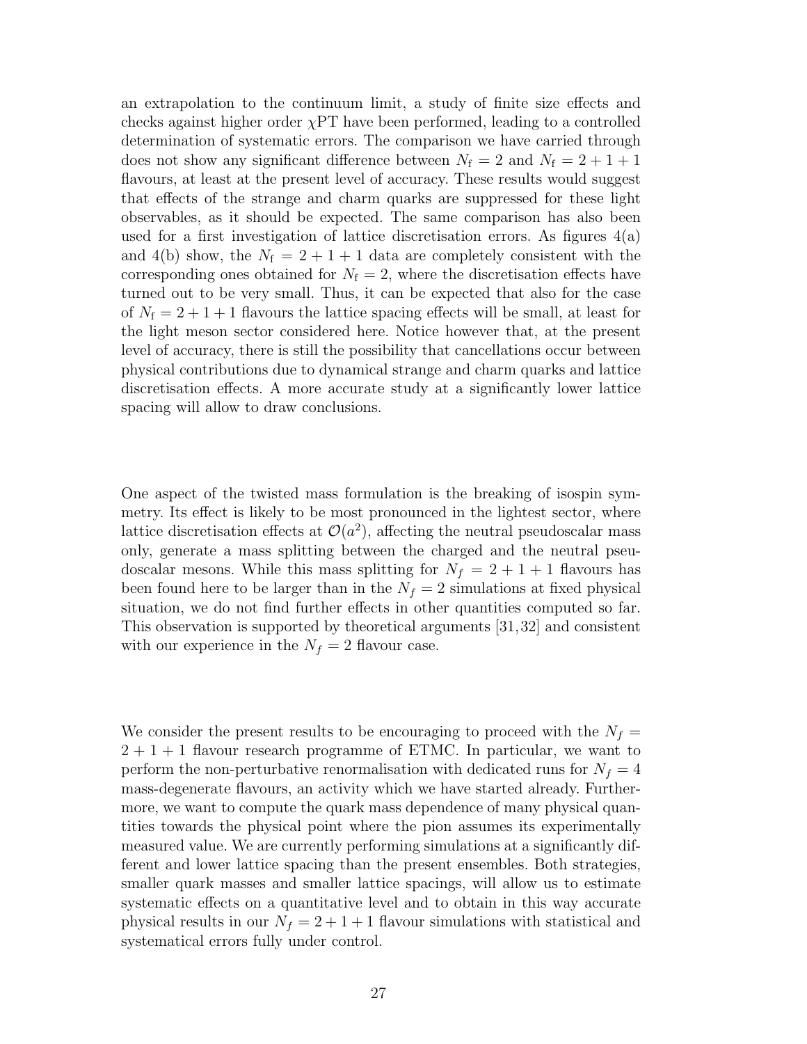an extrapolation to the continuum limit, a study of finite size effects and checks against higher order $\chi$PT have been performed, leading to a controlled determination of systematic errors. The comparison we have carried through does not show any significant difference between $N_\mathrm{f} = 2$ and $N_\mathrm{f} = 2+1+1$ flavours, at least at the present level of accuracy. These results would suggest that effects of the strange and charm quarks are suppressed for these light observables, as it should be expected. The same comparison has also been used for a first investigation of lattice discretisation errors. As figures 4(a) and 4(b) show, the $N_\mathrm{f} = 2+1+1$ data are completely consistent with the corresponding ones obtained for $N_\mathrm{f} = 2$, where the discretisation effects have turned out to be very small. Thus, it can be expected that also for the case of $N_\mathrm{f} = 2+1+1$ flavours the lattice spacing effects will be small, at least for the light meson sector considered here. Notice however that, at the present level of accuracy, there is still the possibility that cancellations occur between physical contributions due to dynamical strange and charm quarks and lattice discretisation effects. A more accurate study at a significantly lower lattice spacing will allow to draw conclusions.

One aspect of the twisted mass formulation is the breaking of isospin symmetry. Its effect is likely to be most pronounced in the lightest sector, where lattice discretisation effects at $\mathcal{O}(a^2)$, affecting the neutral pseudoscalar mass only, generate a mass splitting between the charged and the neutral pseudoscalar mesons. While this mass splitting for $N_f = 2+1+1$ flavours has been found here to be larger than in the $N_f = 2$ simulations at fixed physical situation, we do not find further effects in other quantities computed so far. This observation is supported by theoretical arguments [31,32] and consistent with our experience in the $N_f = 2$ flavour case.

We consider the present results to be encouraging to proceed with the $N_f = 2+1+1$ flavour research programme of ETMC. In particular, we want to perform the non-perturbative renormalisation with dedicated runs for $N_f = 4$ mass-degenerate flavours, an activity which we have started already. Furthermore, we want to compute the quark mass dependence of many physical quantities towards the physical point where the pion assumes its experimentally measured value. We are currently performing simulations at a significantly different and lower lattice spacing than the present ensembles. Both strategies, smaller quark masses and smaller lattice spacings, will allow us to estimate systematic effects on a quantitative level and to obtain in this way accurate physical results in our $N_f = 2+1+1$ flavour simulations with statistical and systematical errors fully under control.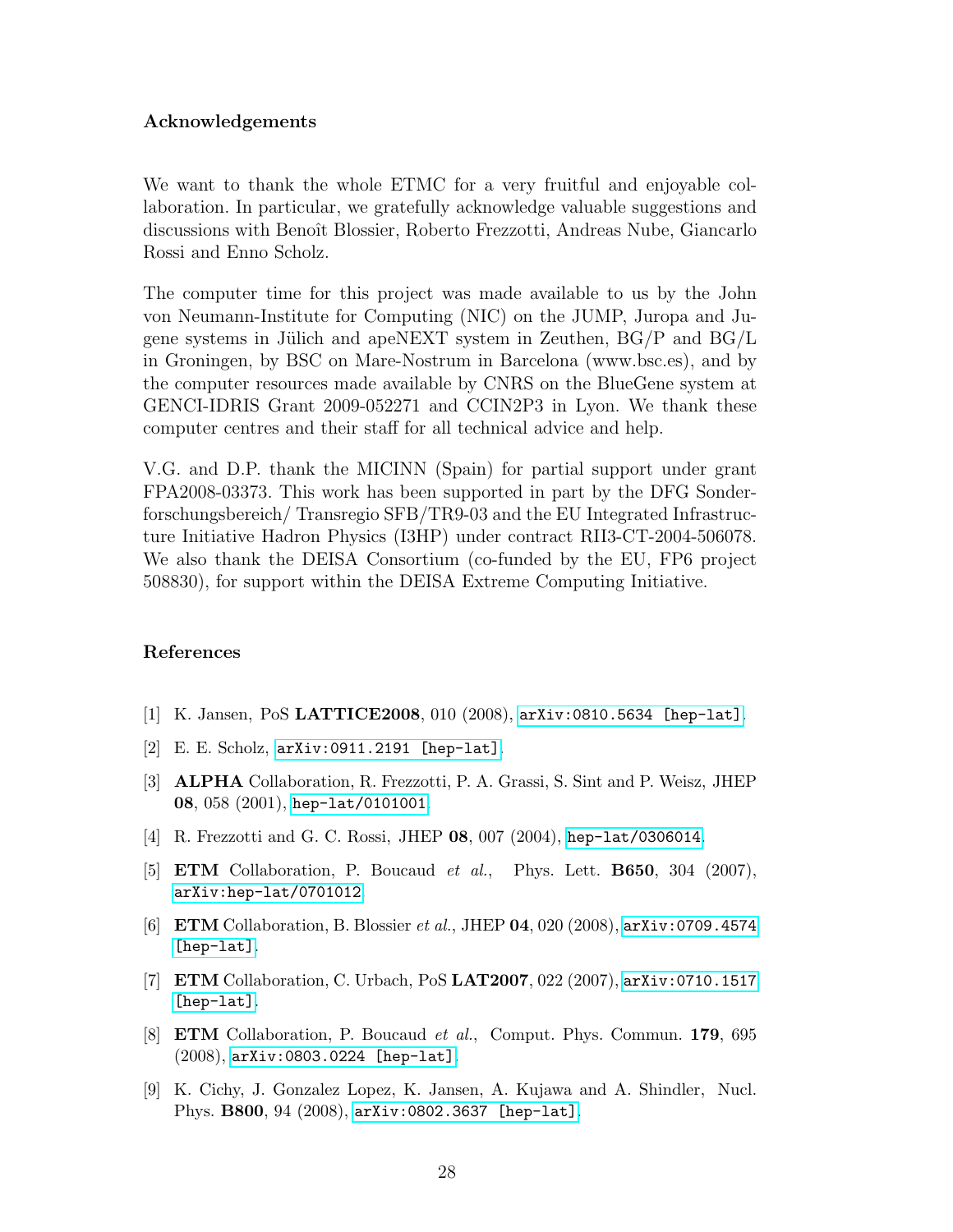### Acknowledgements

We want to thank the whole ETMC for a very fruitful and enjoyable collaboration. In particular, we gratefully acknowledge valuable suggestions and discussions with Benoît Blossier, Roberto Frezzotti, Andreas Nube, Giancarlo Rossi and Enno Scholz.

The computer time for this project was made available to us by the John von Neumann-Institute for Computing (NIC) on the JUMP, Juropa and Jugene systems in Jülich and apeNEXT system in Zeuthen, BG/P and BG/L in Groningen, by BSC on Mare-Nostrum in Barcelona (www.bsc.es), and by the computer resources made available by CNRS on the BlueGene system at GENCI-IDRIS Grant 2009-052271 and CCIN2P3 in Lyon. We thank these computer centres and their staff for all technical advice and help.

V.G. and D.P. thank the MICINN (Spain) for partial support under grant FPA2008-03373. This work has been supported in part by the DFG Sonderforschungsbereich/ Transregio SFB/TR9-03 and the EU Integrated Infrastructure Initiative Hadron Physics (I3HP) under contract RII3-CT-2004-506078. We also thank the DEISA Consortium (co-funded by the EU, FP6 project 508830), for support within the DEISA Extreme Computing Initiative.

### References

[1] K. Jansen, PoS **LATTICE2008**, 010 (2008), `arXiv:0810.5634 [hep-lat]`.

[2] E. E. Scholz, `arXiv:0911.2191 [hep-lat]`.

[3] **ALPHA** Collaboration, R. Frezzotti, P. A. Grassi, S. Sint and P. Weisz, JHEP **08**, 058 (2001), `hep-lat/0101001`.

[4] R. Frezzotti and G. C. Rossi, JHEP **08**, 007 (2004), `hep-lat/0306014`.

[5] **ETM** Collaboration, P. Boucaud *et al.*, Phys. Lett. **B650**, 304 (2007), `arXiv:hep-lat/0701012`.

[6] **ETM** Collaboration, B. Blossier *et al.*, JHEP **04**, 020 (2008), `arXiv:0709.4574 [hep-lat]`.

[7] **ETM** Collaboration, C. Urbach, PoS **LAT2007**, 022 (2007), `arXiv:0710.1517 [hep-lat]`.

[8] **ETM** Collaboration, P. Boucaud *et al.*, Comput. Phys. Commun. **179**, 695 (2008), `arXiv:0803.0224 [hep-lat]`.

[9] K. Cichy, J. Gonzalez Lopez, K. Jansen, A. Kujawa and A. Shindler, Nucl. Phys. **B800**, 94 (2008), `arXiv:0802.3637 [hep-lat]`.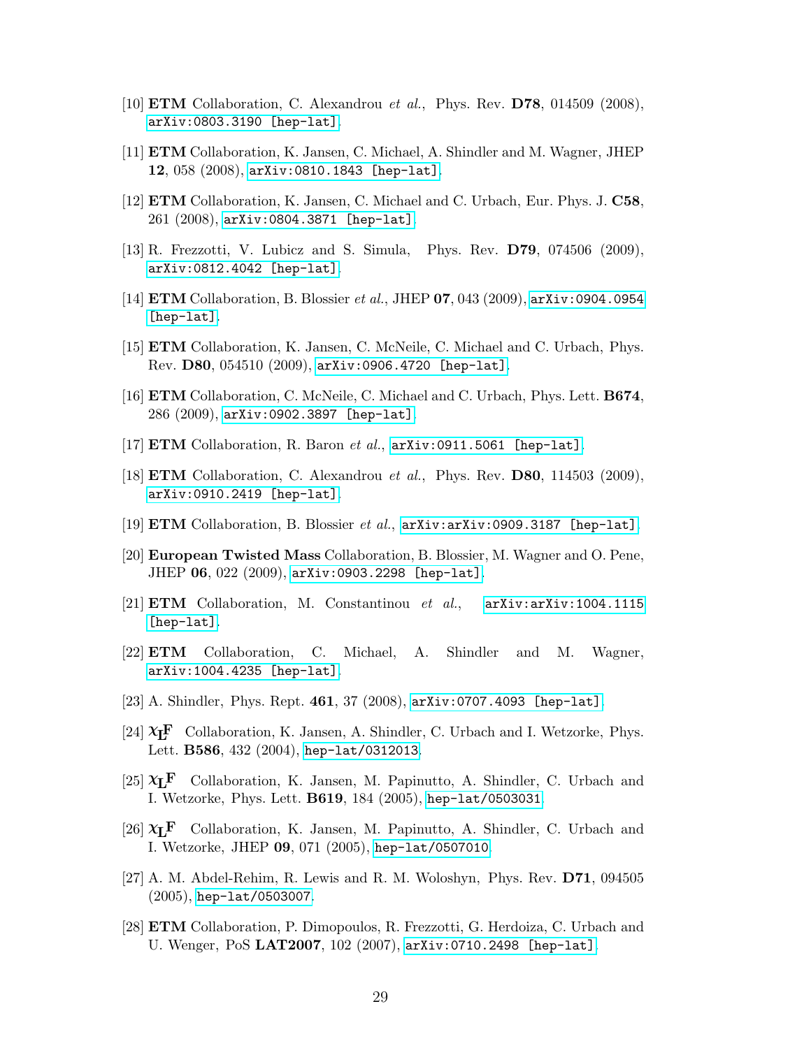[10] **ETM** Collaboration, C. Alexandrou *et al.*, Phys. Rev. **D78**, 014509 (2008), arXiv:0803.3190 [hep-lat].

[11] **ETM** Collaboration, K. Jansen, C. Michael, A. Shindler and M. Wagner, JHEP **12**, 058 (2008), arXiv:0810.1843 [hep-lat].

[12] **ETM** Collaboration, K. Jansen, C. Michael and C. Urbach, Eur. Phys. J. **C58**, 261 (2008), arXiv:0804.3871 [hep-lat].

[13] R. Frezzotti, V. Lubicz and S. Simula, Phys. Rev. **D79**, 074506 (2009), arXiv:0812.4042 [hep-lat].

[14] **ETM** Collaboration, B. Blossier *et al.*, JHEP **07**, 043 (2009), arXiv:0904.0954 [hep-lat].

[15] **ETM** Collaboration, K. Jansen, C. McNeile, C. Michael and C. Urbach, Phys. Rev. **D80**, 054510 (2009), arXiv:0906.4720 [hep-lat].

[16] **ETM** Collaboration, C. McNeile, C. Michael and C. Urbach, Phys. Lett. **B674**, 286 (2009), arXiv:0902.3897 [hep-lat].

[17] **ETM** Collaboration, R. Baron *et al.*, arXiv:0911.5061 [hep-lat].

[18] **ETM** Collaboration, C. Alexandrou *et al.*, Phys. Rev. **D80**, 114503 (2009), arXiv:0910.2419 [hep-lat].

[19] **ETM** Collaboration, B. Blossier *et al.*, arXiv:arXiv:0909.3187 [hep-lat].

[20] **European Twisted Mass** Collaboration, B. Blossier, M. Wagner and O. Pene, JHEP **06**, 022 (2009), arXiv:0903.2298 [hep-lat].

[21] **ETM** Collaboration, M. Constantinou *et al.*, arXiv:arXiv:1004.1115 [hep-lat].

[22] **ETM** Collaboration, C. Michael, A. Shindler and M. Wagner, arXiv:1004.4235 [hep-lat].

[23] A. Shindler, Phys. Rept. **461**, 37 (2008), arXiv:0707.4093 [hep-lat].

[24] $\chi_L$**F** Collaboration, K. Jansen, A. Shindler, C. Urbach and I. Wetzorke, Phys. Lett. **B586**, 432 (2004), hep-lat/0312013.

[25] $\chi_L$**F** Collaboration, K. Jansen, M. Papinutto, A. Shindler, C. Urbach and I. Wetzorke, Phys. Lett. **B619**, 184 (2005), hep-lat/0503031.

[26] $\chi_L$**F** Collaboration, K. Jansen, M. Papinutto, A. Shindler, C. Urbach and I. Wetzorke, JHEP **09**, 071 (2005), hep-lat/0507010.

[27] A. M. Abdel-Rehim, R. Lewis and R. M. Woloshyn, Phys. Rev. **D71**, 094505 (2005), hep-lat/0503007.

[28] **ETM** Collaboration, P. Dimopoulos, R. Frezzotti, G. Herdoiza, C. Urbach and U. Wenger, PoS **LAT2007**, 102 (2007), arXiv:0710.2498 [hep-lat].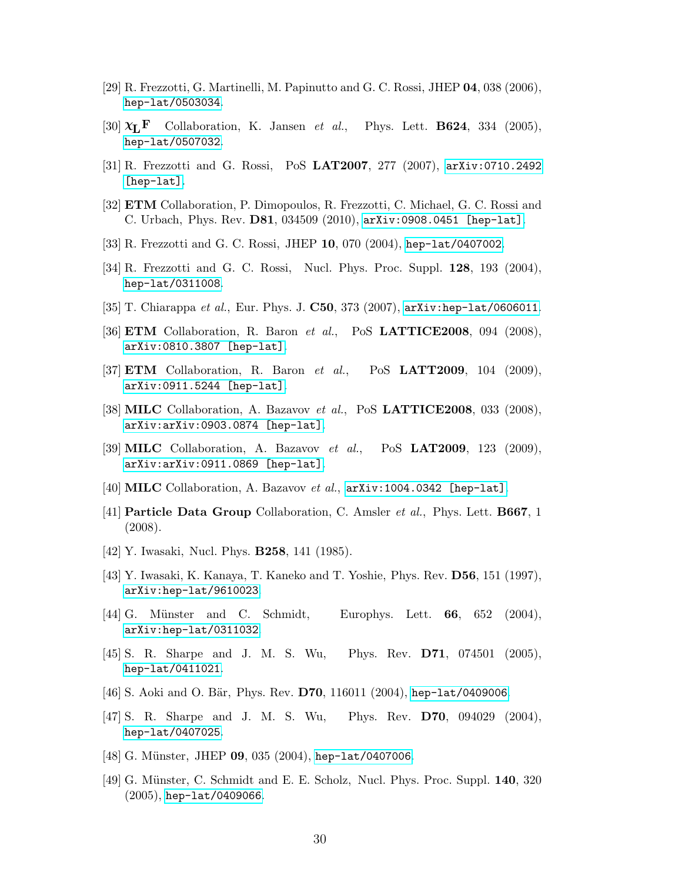[29] R. Frezzotti, G. Martinelli, M. Papinutto and G. C. Rossi, JHEP **04**, 038 (2006), hep-lat/0503034.

[30] $\chi_{\mathbf{L}}{}^{\mathbf{F}}$ Collaboration, K. Jansen *et al.*, Phys. Lett. **B624**, 334 (2005), hep-lat/0507032.

[31] R. Frezzotti and G. Rossi, PoS **LAT2007**, 277 (2007), arXiv:0710.2492 [hep-lat].

[32] **ETM** Collaboration, P. Dimopoulos, R. Frezzotti, C. Michael, G. C. Rossi and C. Urbach, Phys. Rev. **D81**, 034509 (2010), arXiv:0908.0451 [hep-lat].

[33] R. Frezzotti and G. C. Rossi, JHEP **10**, 070 (2004), hep-lat/0407002.

[34] R. Frezzotti and G. C. Rossi, Nucl. Phys. Proc. Suppl. **128**, 193 (2004), hep-lat/0311008.

[35] T. Chiarappa *et al.*, Eur. Phys. J. **C50**, 373 (2007), arXiv:hep-lat/0606011.

[36] **ETM** Collaboration, R. Baron *et al.*, PoS **LATTICE2008**, 094 (2008), arXiv:0810.3807 [hep-lat].

[37] **ETM** Collaboration, R. Baron *et al.*, PoS **LATT2009**, 104 (2009), arXiv:0911.5244 [hep-lat].

[38] **MILC** Collaboration, A. Bazavov *et al.*, PoS **LATTICE2008**, 033 (2008), arXiv:arXiv:0903.0874 [hep-lat].

[39] **MILC** Collaboration, A. Bazavov *et al.*, PoS **LAT2009**, 123 (2009), arXiv:arXiv:0911.0869 [hep-lat].

[40] **MILC** Collaboration, A. Bazavov *et al.*, arXiv:1004.0342 [hep-lat].

[41] **Particle Data Group** Collaboration, C. Amsler *et al.*, Phys. Lett. **B667**, 1 (2008).

[42] Y. Iwasaki, Nucl. Phys. **B258**, 141 (1985).

[43] Y. Iwasaki, K. Kanaya, T. Kaneko and T. Yoshie, Phys. Rev. **D56**, 151 (1997), arXiv:hep-lat/9610023.

[44] G. Münster and C. Schmidt, Europhys. Lett. **66**, 652 (2004), arXiv:hep-lat/0311032.

[45] S. R. Sharpe and J. M. S. Wu, Phys. Rev. **D71**, 074501 (2005), hep-lat/0411021.

[46] S. Aoki and O. Bär, Phys. Rev. **D70**, 116011 (2004), hep-lat/0409006.

[47] S. R. Sharpe and J. M. S. Wu, Phys. Rev. **D70**, 094029 (2004), hep-lat/0407025.

[48] G. Münster, JHEP **09**, 035 (2004), hep-lat/0407006.

[49] G. Münster, C. Schmidt and E. E. Scholz, Nucl. Phys. Proc. Suppl. **140**, 320 (2005), hep-lat/0409066.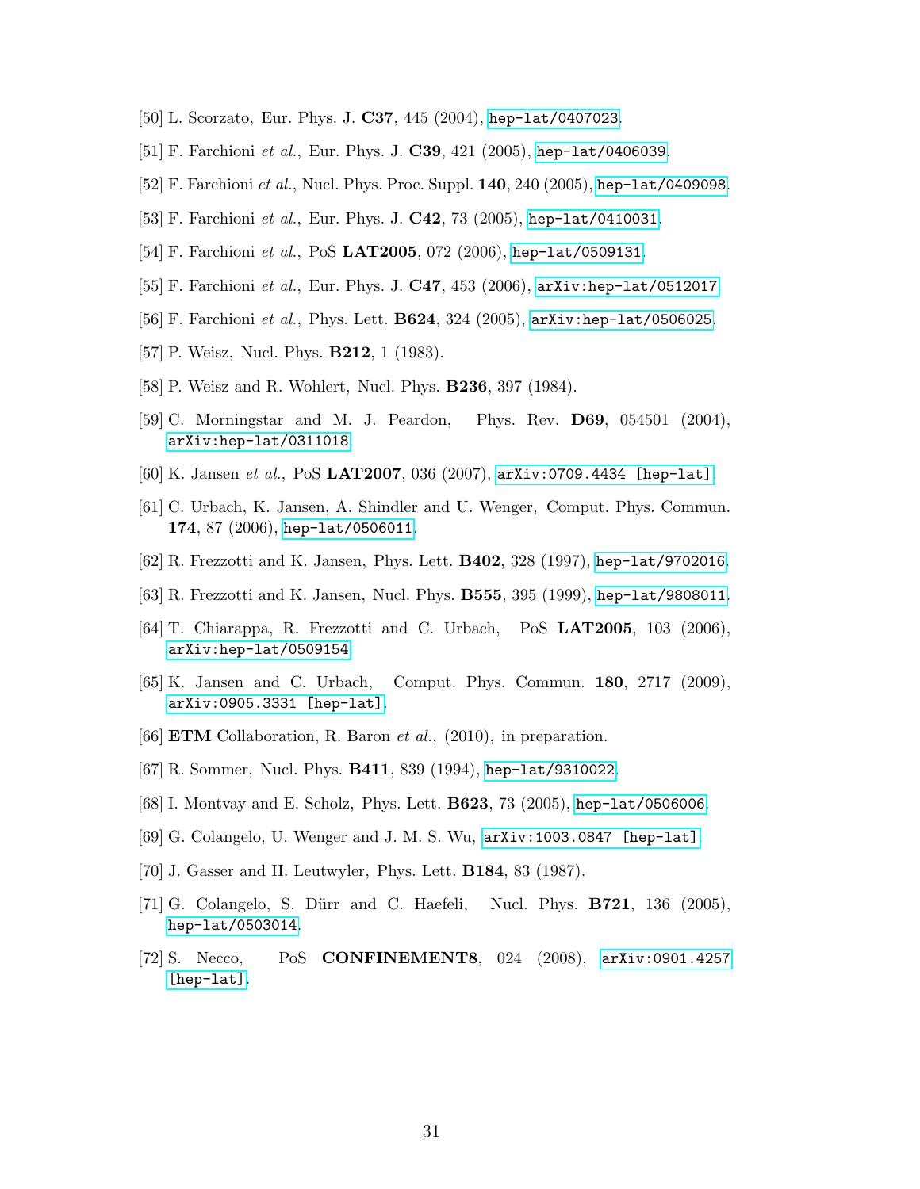[50] L. Scorzato, Eur. Phys. J. **C37**, 445 (2004), hep-lat/0407023.

[51] F. Farchioni *et al.*, Eur. Phys. J. **C39**, 421 (2005), hep-lat/0406039.

[52] F. Farchioni *et al.*, Nucl. Phys. Proc. Suppl. **140**, 240 (2005), hep-lat/0409098.

[53] F. Farchioni *et al.*, Eur. Phys. J. **C42**, 73 (2005), hep-lat/0410031.

[54] F. Farchioni *et al.*, PoS **LAT2005**, 072 (2006), hep-lat/0509131.

[55] F. Farchioni *et al.*, Eur. Phys. J. **C47**, 453 (2006), arXiv:hep-lat/0512017.

[56] F. Farchioni *et al.*, Phys. Lett. **B624**, 324 (2005), arXiv:hep-lat/0506025.

[57] P. Weisz, Nucl. Phys. **B212**, 1 (1983).

[58] P. Weisz and R. Wohlert, Nucl. Phys. **B236**, 397 (1984).

[59] C. Morningstar and M. J. Peardon, Phys. Rev. **D69**, 054501 (2004), arXiv:hep-lat/0311018.

[60] K. Jansen *et al.*, PoS **LAT2007**, 036 (2007), arXiv:0709.4434 [hep-lat].

[61] C. Urbach, K. Jansen, A. Shindler and U. Wenger, Comput. Phys. Commun. **174**, 87 (2006), hep-lat/0506011.

[62] R. Frezzotti and K. Jansen, Phys. Lett. **B402**, 328 (1997), hep-lat/9702016.

[63] R. Frezzotti and K. Jansen, Nucl. Phys. **B555**, 395 (1999), hep-lat/9808011.

[64] T. Chiarappa, R. Frezzotti and C. Urbach, PoS **LAT2005**, 103 (2006), arXiv:hep-lat/0509154.

[65] K. Jansen and C. Urbach, Comput. Phys. Commun. **180**, 2717 (2009), arXiv:0905.3331 [hep-lat].

[66] **ETM** Collaboration, R. Baron *et al.*, (2010), in preparation.

[67] R. Sommer, Nucl. Phys. **B411**, 839 (1994), hep-lat/9310022.

[68] I. Montvay and E. Scholz, Phys. Lett. **B623**, 73 (2005), hep-lat/0506006.

[69] G. Colangelo, U. Wenger and J. M. S. Wu, arXiv:1003.0847 [hep-lat].

[70] J. Gasser and H. Leutwyler, Phys. Lett. **B184**, 83 (1987).

[71] G. Colangelo, S. Dürr and C. Haefeli, Nucl. Phys. **B721**, 136 (2005), hep-lat/0503014.

[72] S. Necco, PoS **CONFINEMENT8**, 024 (2008), arXiv:0901.4257 [hep-lat].